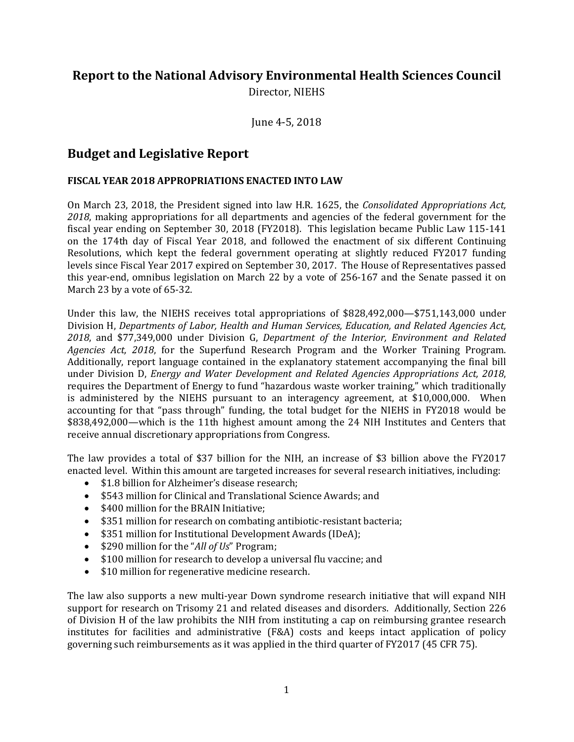# Report to the National Advisory Environmental Health Sciences Council

Director, NIEHS

June 4-5, 2018

## Budget and Legislative Report

**FISCAL YEAR 2018 APPROPRIATIONS ENACTED INTO LAW**

On March 23, 2018, the President signed into law H.R. 1625, the *Consolidated Appropriations Act, 2018*, making appropriations for all departments and agencies of the federal government for the fiscal year ending on September 30, 2018 (FY2018). This legislation became Public Law 115-141 on the 174th day of Fiscal Year 2018, and followed the enactment of six different Continuing Resolutions, which kept the federal government operating at slightly reduced FY2017 funding levels since Fiscal Year 2017 expired on September 30, 2017. The House of Representatives passed this year-end, omnibus legislation on March 22 by a vote of 256-167 and the Senate passed it on March 23 by a vote of 65-32.

Under this law, the NIEHS receives total appropriations of $828,492,000—$751,143,000 under Division H, *Departments of Labor, Health and Human Services, Education, and Related Agencies Act, 2018*, and $77,349,000 under Division G, *Department of the Interior, Environment and Related Agencies Act, 2018*, for the Superfund Research Program and the Worker Training Program. Additionally, report language contained in the explanatory statement accompanying the final bill under Division D, *Energy and Water Development and Related Agencies Appropriations Act, 2018*, requires the Department of Energy to fund "hazardous waste worker training," which traditionally is administered by the NIEHS pursuant to an interagency agreement, at $10,000,000. When accounting for that "pass through" funding, the total budget for the NIEHS in FY2018 would be $838,492,000—which is the 11th highest amount among the 24 NIH Institutes and Centers that receive annual discretionary appropriations from Congress.

The law provides a total of $37 billion for the NIH, an increase of $3 billion above the FY2017 enacted level. Within this amount are targeted increases for several research initiatives, including:

- $1.8 billion for Alzheimer's disease research;
- $543 million for Clinical and Translational Science Awards; and
- $400 million for the BRAIN Initiative;
- $351 million for research on combating antibiotic-resistant bacteria;
- $351 million for Institutional Development Awards (IDeA);
- $290 million for the "*All of Us*" Program;
- $100 million for research to develop a universal flu vaccine; and
- $10 million for regenerative medicine research.

The law also supports a new multi-year Down syndrome research initiative that will expand NIH support for research on Trisomy 21 and related diseases and disorders. Additionally, Section 226 of Division H of the law prohibits the NIH from instituting a cap on reimbursing grantee research institutes for facilities and administrative (F&A) costs and keeps intact application of policy governing such reimbursements as it was applied in the third quarter of FY2017 (45 CFR 75).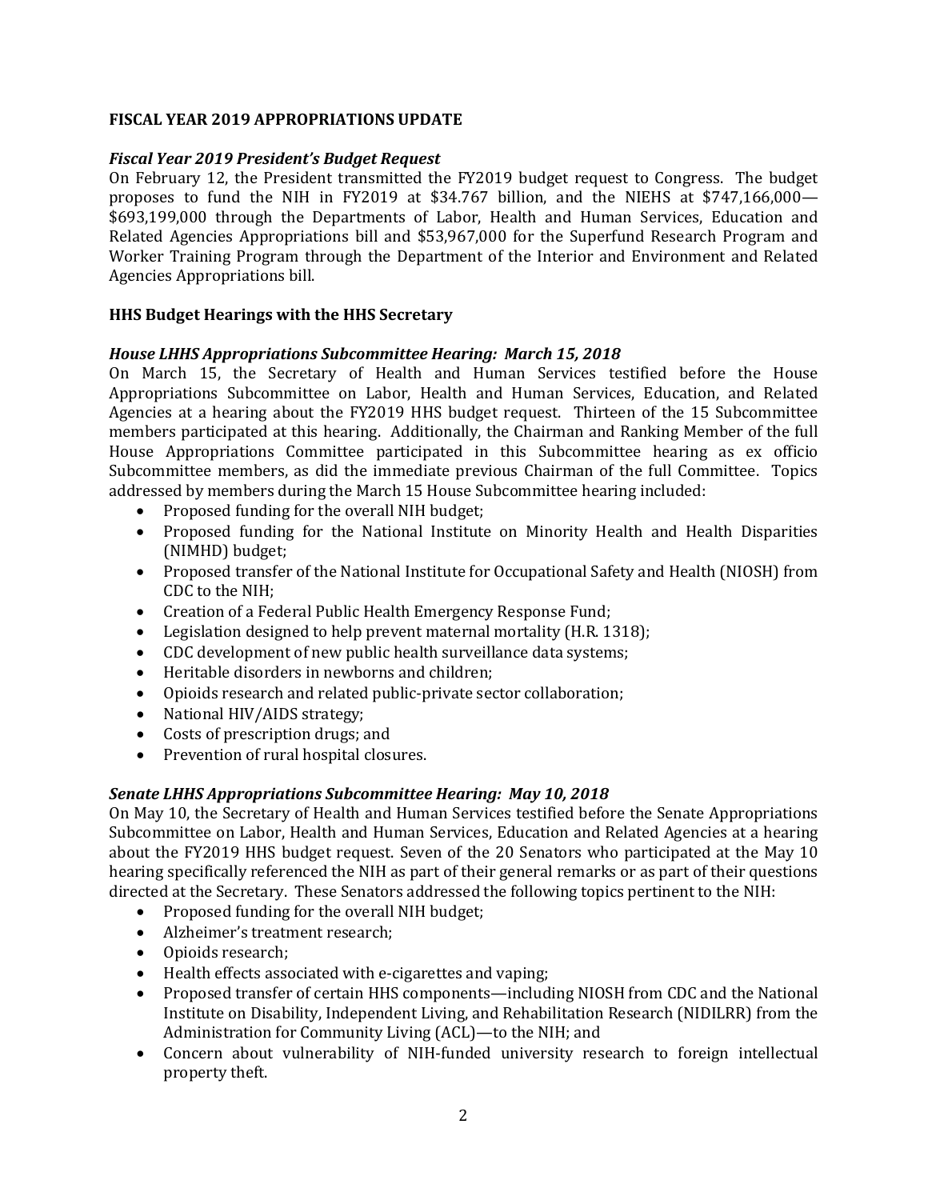**FISCAL YEAR 2019 APPROPRIATIONS UPDATE**

***Fiscal Year 2019 President's Budget Request***

On February 12, the President transmitted the FY2019 budget request to Congress. The budget proposes to fund the NIH in FY2019 at $34.767 billion, and the NIEHS at $747,166,000—$693,199,000 through the Departments of Labor, Health and Human Services, Education and Related Agencies Appropriations bill and $53,967,000 for the Superfund Research Program and Worker Training Program through the Department of the Interior and Environment and Related Agencies Appropriations bill.

**HHS Budget Hearings with the HHS Secretary**

***House LHHS Appropriations Subcommittee Hearing: March 15, 2018***

On March 15, the Secretary of Health and Human Services testified before the House Appropriations Subcommittee on Labor, Health and Human Services, Education, and Related Agencies at a hearing about the FY2019 HHS budget request. Thirteen of the 15 Subcommittee members participated at this hearing. Additionally, the Chairman and Ranking Member of the full House Appropriations Committee participated in this Subcommittee hearing as ex officio Subcommittee members, as did the immediate previous Chairman of the full Committee. Topics addressed by members during the March 15 House Subcommittee hearing included:

- Proposed funding for the overall NIH budget;
- Proposed funding for the National Institute on Minority Health and Health Disparities (NIMHD) budget;
- Proposed transfer of the National Institute for Occupational Safety and Health (NIOSH) from CDC to the NIH;
- Creation of a Federal Public Health Emergency Response Fund;
- Legislation designed to help prevent maternal mortality (H.R. 1318);
- CDC development of new public health surveillance data systems;
- Heritable disorders in newborns and children;
- Opioids research and related public-private sector collaboration;
- National HIV/AIDS strategy;
- Costs of prescription drugs; and
- Prevention of rural hospital closures.

***Senate LHHS Appropriations Subcommittee Hearing: May 10, 2018***

On May 10, the Secretary of Health and Human Services testified before the Senate Appropriations Subcommittee on Labor, Health and Human Services, Education and Related Agencies at a hearing about the FY2019 HHS budget request. Seven of the 20 Senators who participated at the May 10 hearing specifically referenced the NIH as part of their general remarks or as part of their questions directed at the Secretary. These Senators addressed the following topics pertinent to the NIH:

- Proposed funding for the overall NIH budget;
- Alzheimer's treatment research;
- Opioids research;
- Health effects associated with e-cigarettes and vaping;
- Proposed transfer of certain HHS components—including NIOSH from CDC and the National Institute on Disability, Independent Living, and Rehabilitation Research (NIDILRR) from the Administration for Community Living (ACL)—to the NIH; and
- Concern about vulnerability of NIH-funded university research to foreign intellectual property theft.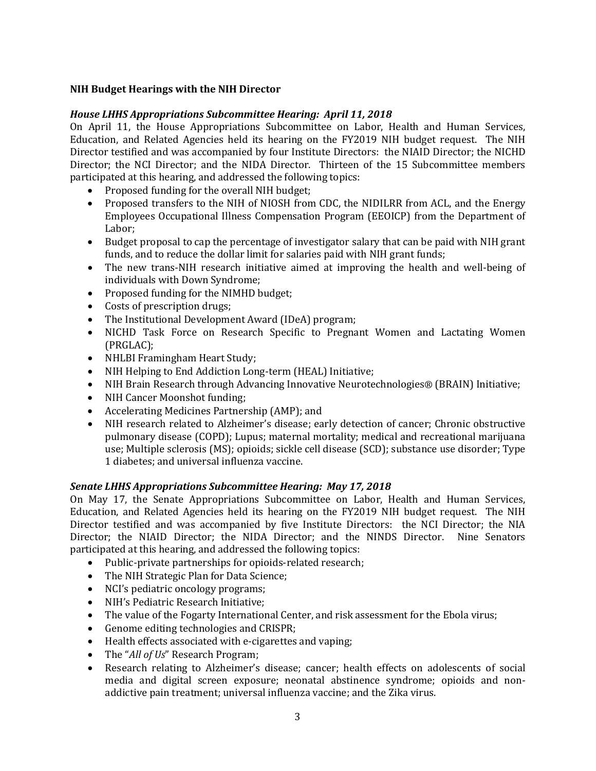**NIH Budget Hearings with the NIH Director**

***House LHHS Appropriations Subcommittee Hearing: April 11, 2018***

On April 11, the House Appropriations Subcommittee on Labor, Health and Human Services, Education, and Related Agencies held its hearing on the FY2019 NIH budget request. The NIH Director testified and was accompanied by four Institute Directors: the NIAID Director; the NICHD Director; the NCI Director; and the NIDA Director. Thirteen of the 15 Subcommittee members participated at this hearing, and addressed the following topics:

- Proposed funding for the overall NIH budget;
- Proposed transfers to the NIH of NIOSH from CDC, the NIDILRR from ACL, and the Energy Employees Occupational Illness Compensation Program (EEOICP) from the Department of Labor;
- Budget proposal to cap the percentage of investigator salary that can be paid with NIH grant funds, and to reduce the dollar limit for salaries paid with NIH grant funds;
- The new trans-NIH research initiative aimed at improving the health and well-being of individuals with Down Syndrome;
- Proposed funding for the NIMHD budget;
- Costs of prescription drugs;
- The Institutional Development Award (IDeA) program;
- NICHD Task Force on Research Specific to Pregnant Women and Lactating Women (PRGLAC);
- NHLBI Framingham Heart Study;
- NIH Helping to End Addiction Long-term (HEAL) Initiative;
- NIH Brain Research through Advancing Innovative Neurotechnologies® (BRAIN) Initiative;
- NIH Cancer Moonshot funding;
- Accelerating Medicines Partnership (AMP); and
- NIH research related to Alzheimer's disease; early detection of cancer; Chronic obstructive pulmonary disease (COPD); Lupus; maternal mortality; medical and recreational marijuana use; Multiple sclerosis (MS); opioids; sickle cell disease (SCD); substance use disorder; Type 1 diabetes; and universal influenza vaccine.

***Senate LHHS Appropriations Subcommittee Hearing: May 17, 2018***

On May 17, the Senate Appropriations Subcommittee on Labor, Health and Human Services, Education, and Related Agencies held its hearing on the FY2019 NIH budget request. The NIH Director testified and was accompanied by five Institute Directors: the NCI Director; the NIA Director; the NIAID Director; the NIDA Director; and the NINDS Director. Nine Senators participated at this hearing, and addressed the following topics:

- Public-private partnerships for opioids-related research;
- The NIH Strategic Plan for Data Science;
- NCI's pediatric oncology programs;
- NIH's Pediatric Research Initiative;
- The value of the Fogarty International Center, and risk assessment for the Ebola virus;
- Genome editing technologies and CRISPR;
- Health effects associated with e-cigarettes and vaping;
- The "*All of Us*" Research Program;
- Research relating to Alzheimer's disease; cancer; health effects on adolescents of social media and digital screen exposure; neonatal abstinence syndrome; opioids and non-addictive pain treatment; universal influenza vaccine; and the Zika virus.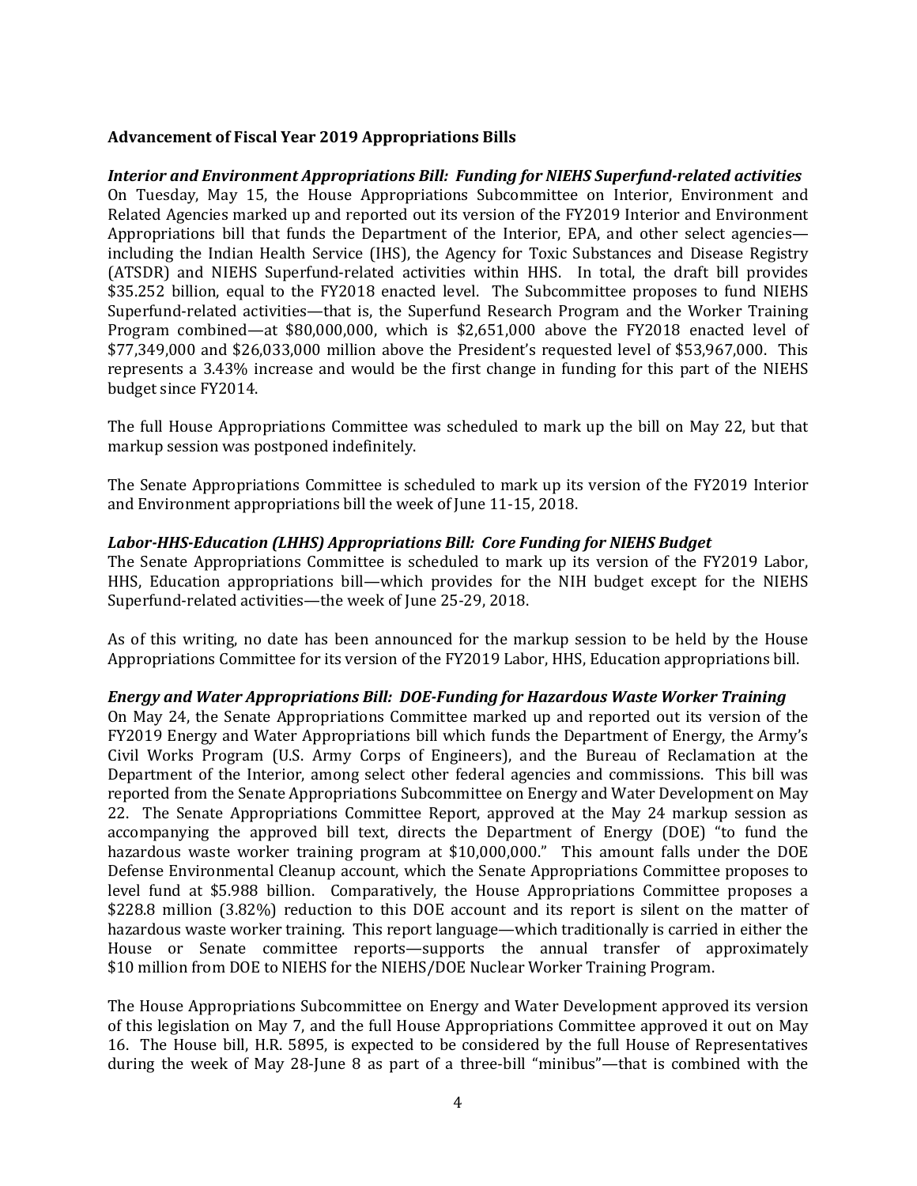**Advancement of Fiscal Year 2019 Appropriations Bills**

***Interior and Environment Appropriations Bill: Funding for NIEHS Superfund-related activities***

On Tuesday, May 15, the House Appropriations Subcommittee on Interior, Environment and Related Agencies marked up and reported out its version of the FY2019 Interior and Environment Appropriations bill that funds the Department of the Interior, EPA, and other select agencies—including the Indian Health Service (IHS), the Agency for Toxic Substances and Disease Registry (ATSDR) and NIEHS Superfund-related activities within HHS. In total, the draft bill provides \$35.252 billion, equal to the FY2018 enacted level. The Subcommittee proposes to fund NIEHS Superfund-related activities—that is, the Superfund Research Program and the Worker Training Program combined—at \$80,000,000, which is \$2,651,000 above the FY2018 enacted level of \$77,349,000 and \$26,033,000 million above the President's requested level of \$53,967,000. This represents a 3.43% increase and would be the first change in funding for this part of the NIEHS budget since FY2014.

The full House Appropriations Committee was scheduled to mark up the bill on May 22, but that markup session was postponed indefinitely.

The Senate Appropriations Committee is scheduled to mark up its version of the FY2019 Interior and Environment appropriations bill the week of June 11-15, 2018.

***Labor-HHS-Education (LHHS) Appropriations Bill: Core Funding for NIEHS Budget***

The Senate Appropriations Committee is scheduled to mark up its version of the FY2019 Labor, HHS, Education appropriations bill—which provides for the NIH budget except for the NIEHS Superfund-related activities—the week of June 25-29, 2018.

As of this writing, no date has been announced for the markup session to be held by the House Appropriations Committee for its version of the FY2019 Labor, HHS, Education appropriations bill.

***Energy and Water Appropriations Bill: DOE-Funding for Hazardous Waste Worker Training***

On May 24, the Senate Appropriations Committee marked up and reported out its version of the FY2019 Energy and Water Appropriations bill which funds the Department of Energy, the Army's Civil Works Program (U.S. Army Corps of Engineers), and the Bureau of Reclamation at the Department of the Interior, among select other federal agencies and commissions. This bill was reported from the Senate Appropriations Subcommittee on Energy and Water Development on May 22. The Senate Appropriations Committee Report, approved at the May 24 markup session as accompanying the approved bill text, directs the Department of Energy (DOE) "to fund the hazardous waste worker training program at \$10,000,000." This amount falls under the DOE Defense Environmental Cleanup account, which the Senate Appropriations Committee proposes to level fund at \$5.988 billion. Comparatively, the House Appropriations Committee proposes a \$228.8 million (3.82%) reduction to this DOE account and its report is silent on the matter of hazardous waste worker training. This report language—which traditionally is carried in either the House or Senate committee reports—supports the annual transfer of approximately \$10 million from DOE to NIEHS for the NIEHS/DOE Nuclear Worker Training Program.

The House Appropriations Subcommittee on Energy and Water Development approved its version of this legislation on May 7, and the full House Appropriations Committee approved it out on May 16. The House bill, H.R. 5895, is expected to be considered by the full House of Representatives during the week of May 28-June 8 as part of a three-bill "minibus"—that is combined with the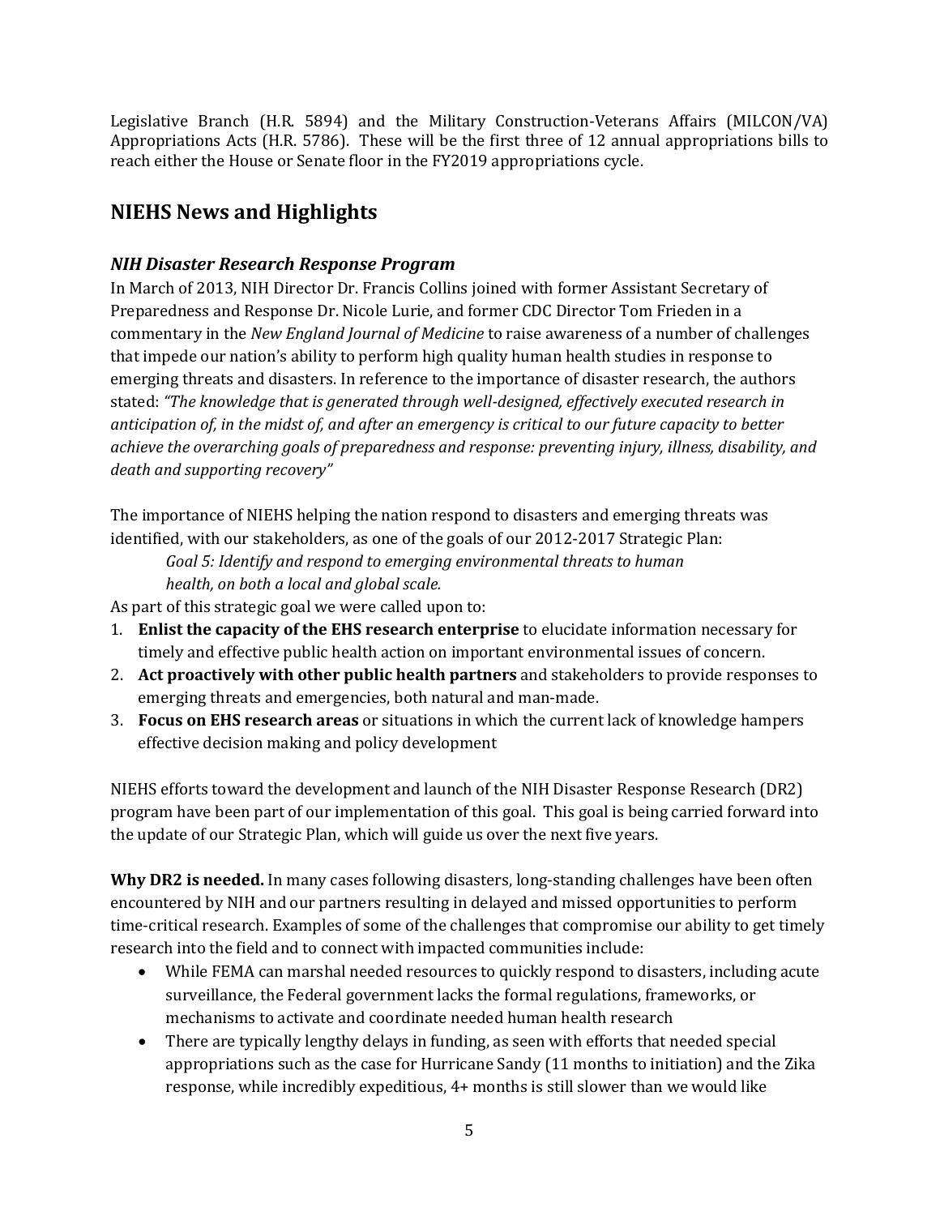Legislative Branch (H.R. 5894) and the Military Construction-Veterans Affairs (MILCON/VA) Appropriations Acts (H.R. 5786). These will be the first three of 12 annual appropriations bills to reach either the House or Senate floor in the FY2019 appropriations cycle.

## NIEHS News and Highlights

### *NIH Disaster Research Response Program*

In March of 2013, NIH Director Dr. Francis Collins joined with former Assistant Secretary of Preparedness and Response Dr. Nicole Lurie, and former CDC Director Tom Frieden in a commentary in the *New England Journal of Medicine* to raise awareness of a number of challenges that impede our nation's ability to perform high quality human health studies in response to emerging threats and disasters. In reference to the importance of disaster research, the authors stated: *"The knowledge that is generated through well-designed, effectively executed research in anticipation of, in the midst of, and after an emergency is critical to our future capacity to better achieve the overarching goals of preparedness and response: preventing injury, illness, disability, and death and supporting recovery"*

The importance of NIEHS helping the nation respond to disasters and emerging threats was identified, with our stakeholders, as one of the goals of our 2012-2017 Strategic Plan:

> *Goal 5: Identify and respond to emerging environmental threats to human health, on both a local and global scale.*

As part of this strategic goal we were called upon to:

1. **Enlist the capacity of the EHS research enterprise** to elucidate information necessary for timely and effective public health action on important environmental issues of concern.
2. **Act proactively with other public health partners** and stakeholders to provide responses to emerging threats and emergencies, both natural and man-made.
3. **Focus on EHS research areas** or situations in which the current lack of knowledge hampers effective decision making and policy development

NIEHS efforts toward the development and launch of the NIH Disaster Response Research (DR2) program have been part of our implementation of this goal. This goal is being carried forward into the update of our Strategic Plan, which will guide us over the next five years.

**Why DR2 is needed.** In many cases following disasters, long-standing challenges have been often encountered by NIH and our partners resulting in delayed and missed opportunities to perform time-critical research. Examples of some of the challenges that compromise our ability to get timely research into the field and to connect with impacted communities include:

- While FEMA can marshal needed resources to quickly respond to disasters, including acute surveillance, the Federal government lacks the formal regulations, frameworks, or mechanisms to activate and coordinate needed human health research
- There are typically lengthy delays in funding, as seen with efforts that needed special appropriations such as the case for Hurricane Sandy (11 months to initiation) and the Zika response, while incredibly expeditious, 4+ months is still slower than we would like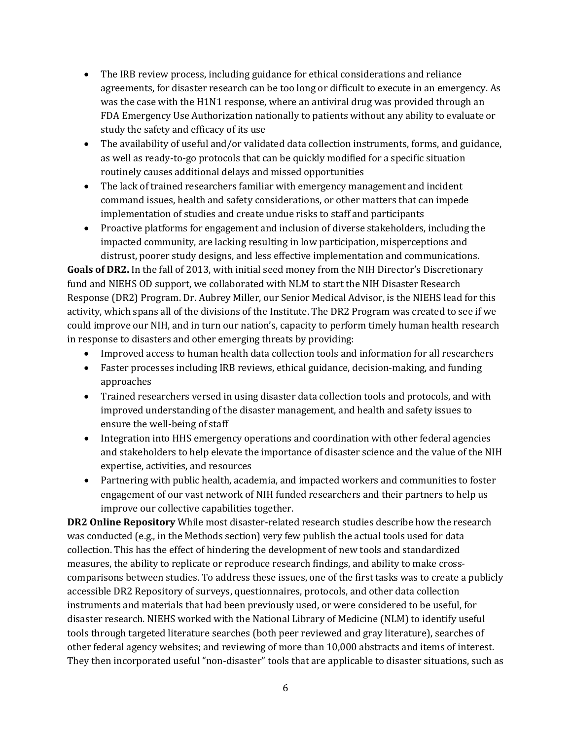- The IRB review process, including guidance for ethical considerations and reliance agreements, for disaster research can be too long or difficult to execute in an emergency. As was the case with the H1N1 response, where an antiviral drug was provided through an FDA Emergency Use Authorization nationally to patients without any ability to evaluate or study the safety and efficacy of its use
- The availability of useful and/or validated data collection instruments, forms, and guidance, as well as ready-to-go protocols that can be quickly modified for a specific situation routinely causes additional delays and missed opportunities
- The lack of trained researchers familiar with emergency management and incident command issues, health and safety considerations, or other matters that can impede implementation of studies and create undue risks to staff and participants
- Proactive platforms for engagement and inclusion of diverse stakeholders, including the impacted community, are lacking resulting in low participation, misperceptions and distrust, poorer study designs, and less effective implementation and communications.

**Goals of DR2.** In the fall of 2013, with initial seed money from the NIH Director's Discretionary fund and NIEHS OD support, we collaborated with NLM to start the NIH Disaster Research Response (DR2) Program. Dr. Aubrey Miller, our Senior Medical Advisor, is the NIEHS lead for this activity, which spans all of the divisions of the Institute. The DR2 Program was created to see if we could improve our NIH, and in turn our nation's, capacity to perform timely human health research in response to disasters and other emerging threats by providing:

- Improved access to human health data collection tools and information for all researchers
- Faster processes including IRB reviews, ethical guidance, decision-making, and funding approaches
- Trained researchers versed in using disaster data collection tools and protocols, and with improved understanding of the disaster management, and health and safety issues to ensure the well-being of staff
- Integration into HHS emergency operations and coordination with other federal agencies and stakeholders to help elevate the importance of disaster science and the value of the NIH expertise, activities, and resources
- Partnering with public health, academia, and impacted workers and communities to foster engagement of our vast network of NIH funded researchers and their partners to help us improve our collective capabilities together.

**DR2 Online Repository** While most disaster-related research studies describe how the research was conducted (e.g., in the Methods section) very few publish the actual tools used for data collection. This has the effect of hindering the development of new tools and standardized measures, the ability to replicate or reproduce research findings, and ability to make cross-comparisons between studies. To address these issues, one of the first tasks was to create a publicly accessible DR2 Repository of surveys, questionnaires, protocols, and other data collection instruments and materials that had been previously used, or were considered to be useful, for disaster research. NIEHS worked with the National Library of Medicine (NLM) to identify useful tools through targeted literature searches (both peer reviewed and gray literature), searches of other federal agency websites; and reviewing of more than 10,000 abstracts and items of interest. They then incorporated useful "non-disaster" tools that are applicable to disaster situations, such as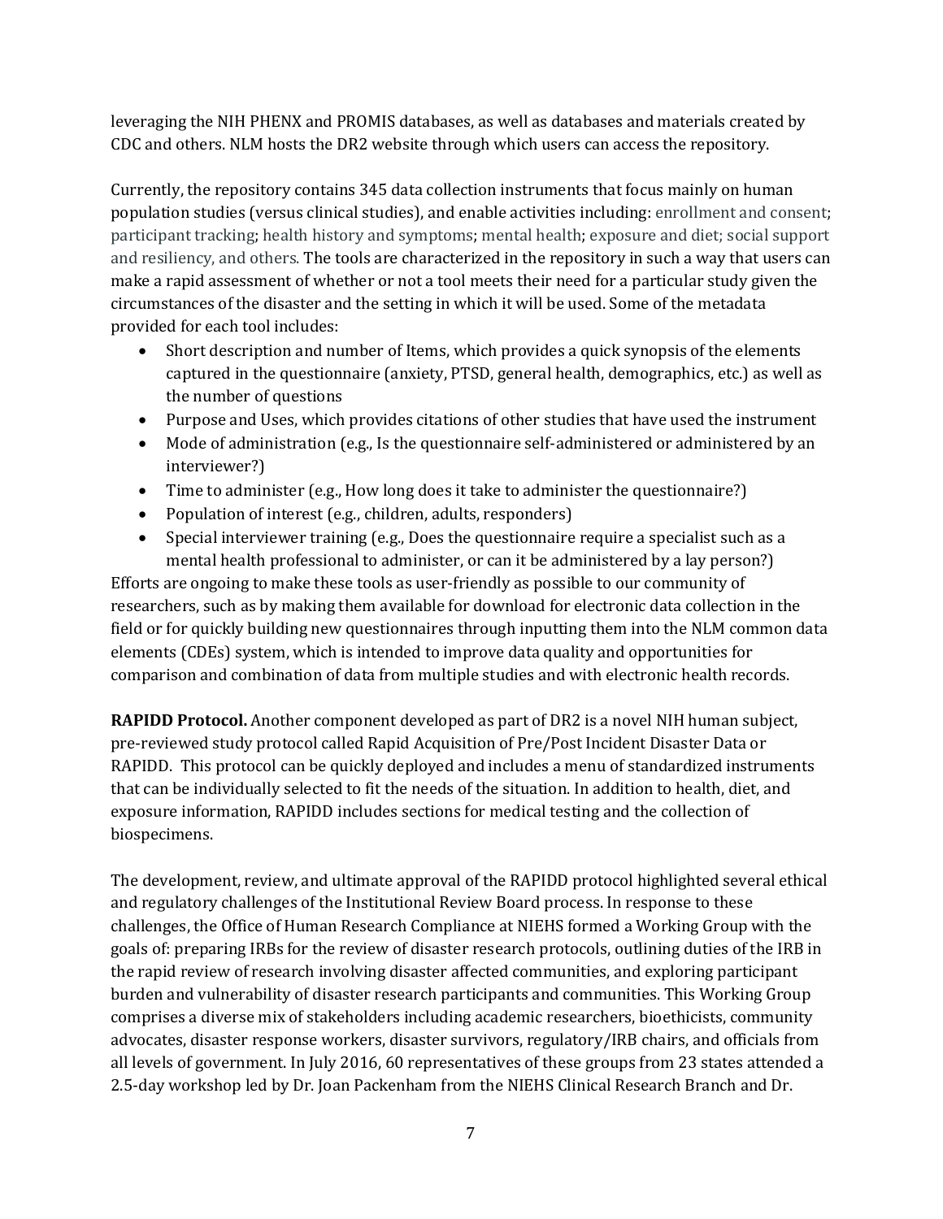leveraging the NIH PHENX and PROMIS databases, as well as databases and materials created by CDC and others. NLM hosts the DR2 website through which users can access the repository.

Currently, the repository contains 345 data collection instruments that focus mainly on human population studies (versus clinical studies), and enable activities including: enrollment and consent; participant tracking; health history and symptoms; mental health; exposure and diet; social support and resiliency, and others. The tools are characterized in the repository in such a way that users can make a rapid assessment of whether or not a tool meets their need for a particular study given the circumstances of the disaster and the setting in which it will be used. Some of the metadata provided for each tool includes:

- Short description and number of Items, which provides a quick synopsis of the elements captured in the questionnaire (anxiety, PTSD, general health, demographics, etc.) as well as the number of questions
- Purpose and Uses, which provides citations of other studies that have used the instrument
- Mode of administration (e.g., Is the questionnaire self-administered or administered by an interviewer?)
- Time to administer (e.g., How long does it take to administer the questionnaire?)
- Population of interest (e.g., children, adults, responders)
- Special interviewer training (e.g., Does the questionnaire require a specialist such as a mental health professional to administer, or can it be administered by a lay person?)

Efforts are ongoing to make these tools as user-friendly as possible to our community of researchers, such as by making them available for download for electronic data collection in the field or for quickly building new questionnaires through inputting them into the NLM common data elements (CDEs) system, which is intended to improve data quality and opportunities for comparison and combination of data from multiple studies and with electronic health records.

**RAPIDD Protocol.** Another component developed as part of DR2 is a novel NIH human subject, pre-reviewed study protocol called Rapid Acquisition of Pre/Post Incident Disaster Data or RAPIDD. This protocol can be quickly deployed and includes a menu of standardized instruments that can be individually selected to fit the needs of the situation. In addition to health, diet, and exposure information, RAPIDD includes sections for medical testing and the collection of biospecimens.

The development, review, and ultimate approval of the RAPIDD protocol highlighted several ethical and regulatory challenges of the Institutional Review Board process. In response to these challenges, the Office of Human Research Compliance at NIEHS formed a Working Group with the goals of: preparing IRBs for the review of disaster research protocols, outlining duties of the IRB in the rapid review of research involving disaster affected communities, and exploring participant burden and vulnerability of disaster research participants and communities. This Working Group comprises a diverse mix of stakeholders including academic researchers, bioethicists, community advocates, disaster response workers, disaster survivors, regulatory/IRB chairs, and officials from all levels of government. In July 2016, 60 representatives of these groups from 23 states attended a 2.5-day workshop led by Dr. Joan Packenham from the NIEHS Clinical Research Branch and Dr.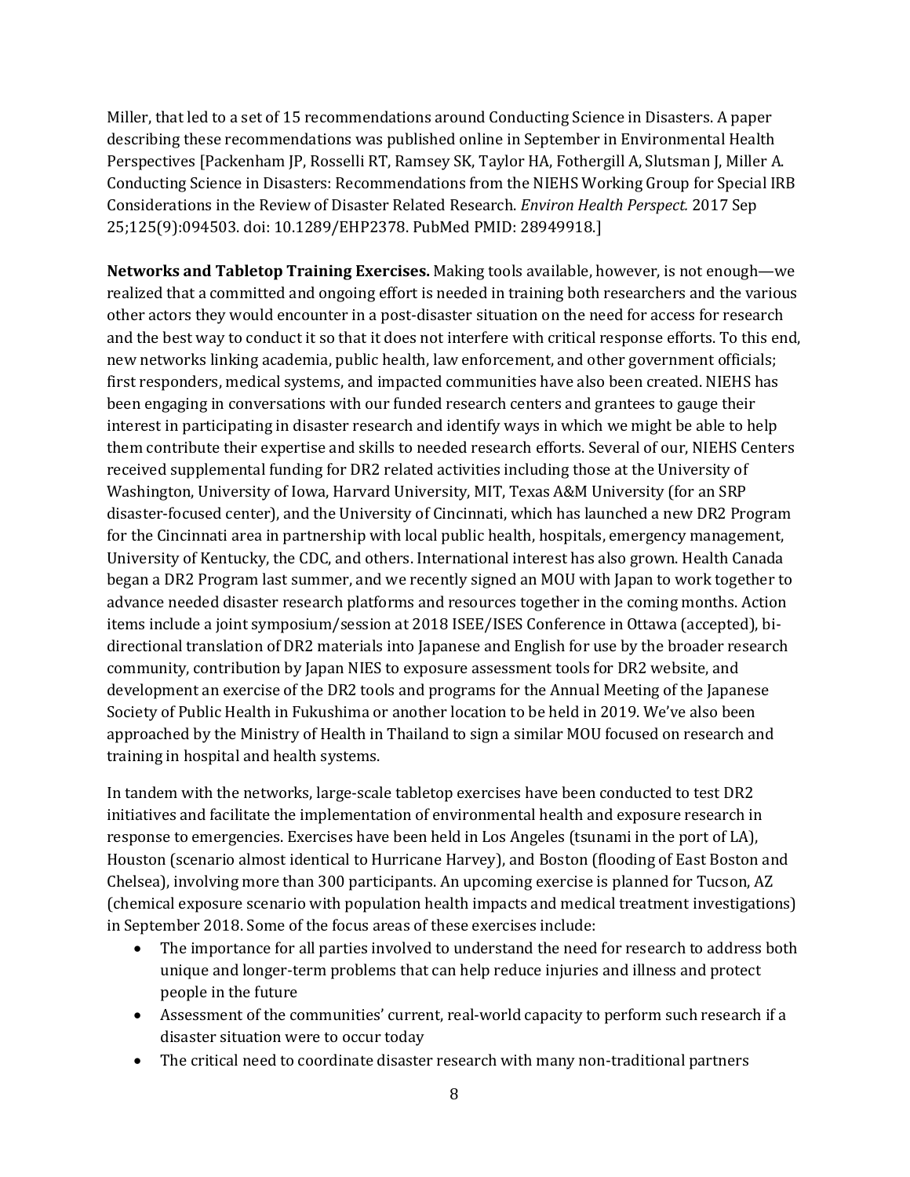Miller, that led to a set of 15 recommendations around Conducting Science in Disasters. A paper describing these recommendations was published online in September in Environmental Health Perspectives [Packenham JP, Rosselli RT, Ramsey SK, Taylor HA, Fothergill A, Slutsman J, Miller A. Conducting Science in Disasters: Recommendations from the NIEHS Working Group for Special IRB Considerations in the Review of Disaster Related Research. *Environ Health Perspect.* 2017 Sep 25;125(9):094503. doi: 10.1289/EHP2378. PubMed PMID: 28949918.]

**Networks and Tabletop Training Exercises.** Making tools available, however, is not enough—we realized that a committed and ongoing effort is needed in training both researchers and the various other actors they would encounter in a post-disaster situation on the need for access for research and the best way to conduct it so that it does not interfere with critical response efforts. To this end, new networks linking academia, public health, law enforcement, and other government officials; first responders, medical systems, and impacted communities have also been created. NIEHS has been engaging in conversations with our funded research centers and grantees to gauge their interest in participating in disaster research and identify ways in which we might be able to help them contribute their expertise and skills to needed research efforts. Several of our, NIEHS Centers received supplemental funding for DR2 related activities including those at the University of Washington, University of Iowa, Harvard University, MIT, Texas A&M University (for an SRP disaster-focused center), and the University of Cincinnati, which has launched a new DR2 Program for the Cincinnati area in partnership with local public health, hospitals, emergency management, University of Kentucky, the CDC, and others. International interest has also grown. Health Canada began a DR2 Program last summer, and we recently signed an MOU with Japan to work together to advance needed disaster research platforms and resources together in the coming months. Action items include a joint symposium/session at 2018 ISEE/ISES Conference in Ottawa (accepted), bi-directional translation of DR2 materials into Japanese and English for use by the broader research community, contribution by Japan NIES to exposure assessment tools for DR2 website, and development an exercise of the DR2 tools and programs for the Annual Meeting of the Japanese Society of Public Health in Fukushima or another location to be held in 2019. We've also been approached by the Ministry of Health in Thailand to sign a similar MOU focused on research and training in hospital and health systems.

In tandem with the networks, large-scale tabletop exercises have been conducted to test DR2 initiatives and facilitate the implementation of environmental health and exposure research in response to emergencies. Exercises have been held in Los Angeles (tsunami in the port of LA), Houston (scenario almost identical to Hurricane Harvey), and Boston (flooding of East Boston and Chelsea), involving more than 300 participants. An upcoming exercise is planned for Tucson, AZ (chemical exposure scenario with population health impacts and medical treatment investigations) in September 2018. Some of the focus areas of these exercises include:

- The importance for all parties involved to understand the need for research to address both unique and longer-term problems that can help reduce injuries and illness and protect people in the future
- Assessment of the communities' current, real-world capacity to perform such research if a disaster situation were to occur today
- The critical need to coordinate disaster research with many non-traditional partners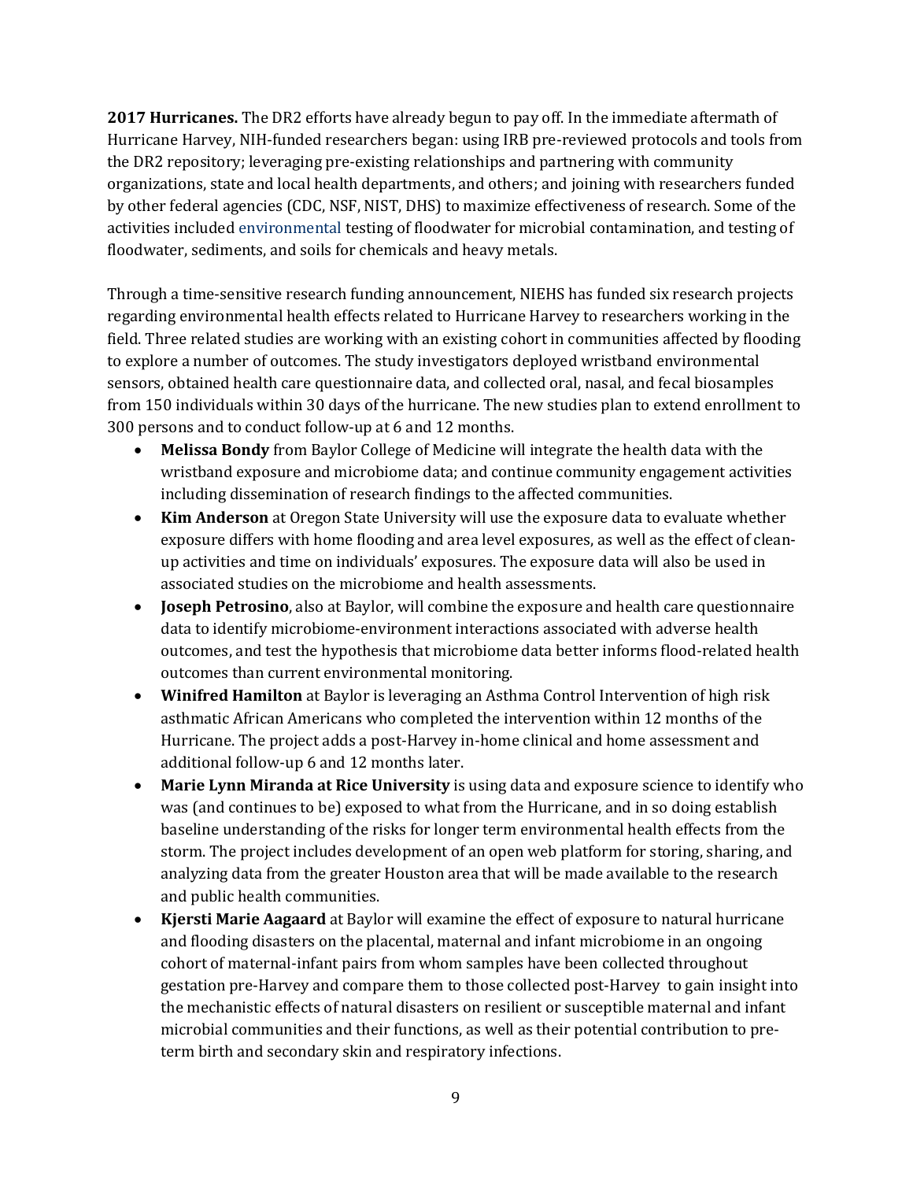**2017 Hurricanes.** The DR2 efforts have already begun to pay off. In the immediate aftermath of Hurricane Harvey, NIH-funded researchers began: using IRB pre-reviewed protocols and tools from the DR2 repository; leveraging pre-existing relationships and partnering with community organizations, state and local health departments, and others; and joining with researchers funded by other federal agencies (CDC, NSF, NIST, DHS) to maximize effectiveness of research. Some of the activities included environmental testing of floodwater for microbial contamination, and testing of floodwater, sediments, and soils for chemicals and heavy metals.

Through a time-sensitive research funding announcement, NIEHS has funded six research projects regarding environmental health effects related to Hurricane Harvey to researchers working in the field. Three related studies are working with an existing cohort in communities affected by flooding to explore a number of outcomes. The study investigators deployed wristband environmental sensors, obtained health care questionnaire data, and collected oral, nasal, and fecal biosamples from 150 individuals within 30 days of the hurricane. The new studies plan to extend enrollment to 300 persons and to conduct follow-up at 6 and 12 months.

- **Melissa Bondy** from Baylor College of Medicine will integrate the health data with the wristband exposure and microbiome data; and continue community engagement activities including dissemination of research findings to the affected communities.
- **Kim Anderson** at Oregon State University will use the exposure data to evaluate whether exposure differs with home flooding and area level exposures, as well as the effect of clean-up activities and time on individuals' exposures. The exposure data will also be used in associated studies on the microbiome and health assessments.
- **Joseph Petrosino**, also at Baylor, will combine the exposure and health care questionnaire data to identify microbiome-environment interactions associated with adverse health outcomes, and test the hypothesis that microbiome data better informs flood-related health outcomes than current environmental monitoring.
- **Winifred Hamilton** at Baylor is leveraging an Asthma Control Intervention of high risk asthmatic African Americans who completed the intervention within 12 months of the Hurricane. The project adds a post-Harvey in-home clinical and home assessment and additional follow-up 6 and 12 months later.
- **Marie Lynn Miranda at Rice University** is using data and exposure science to identify who was (and continues to be) exposed to what from the Hurricane, and in so doing establish baseline understanding of the risks for longer term environmental health effects from the storm. The project includes development of an open web platform for storing, sharing, and analyzing data from the greater Houston area that will be made available to the research and public health communities.
- **Kjersti Marie Aagaard** at Baylor will examine the effect of exposure to natural hurricane and flooding disasters on the placental, maternal and infant microbiome in an ongoing cohort of maternal-infant pairs from whom samples have been collected throughout gestation pre-Harvey and compare them to those collected post-Harvey to gain insight into the mechanistic effects of natural disasters on resilient or susceptible maternal and infant microbial communities and their functions, as well as their potential contribution to pre-term birth and secondary skin and respiratory infections.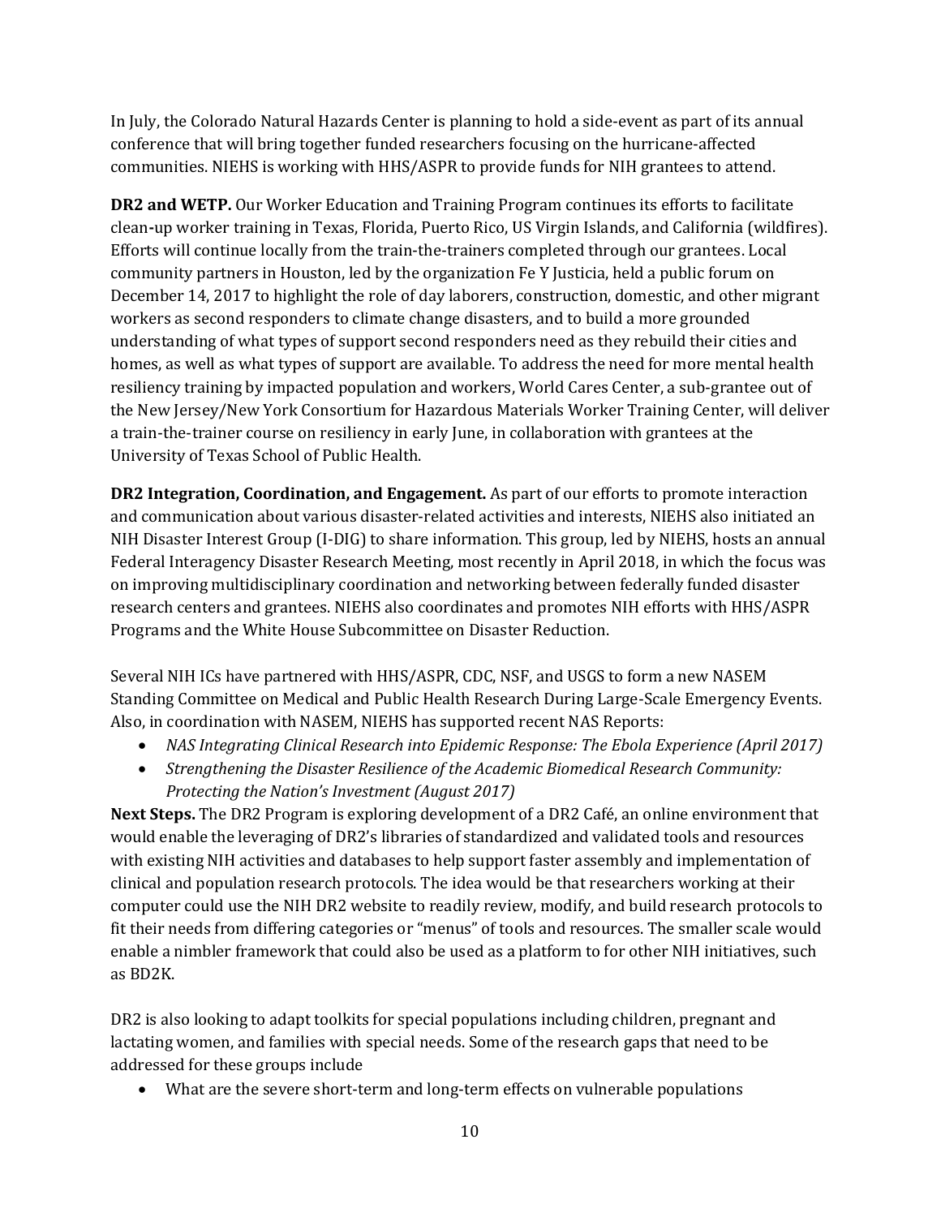In July, the Colorado Natural Hazards Center is planning to hold a side-event as part of its annual conference that will bring together funded researchers focusing on the hurricane-affected communities. NIEHS is working with HHS/ASPR to provide funds for NIH grantees to attend.

**DR2 and WETP.** Our Worker Education and Training Program continues its efforts to facilitate clean-up worker training in Texas, Florida, Puerto Rico, US Virgin Islands, and California (wildfires). Efforts will continue locally from the train-the-trainers completed through our grantees. Local community partners in Houston, led by the organization Fe Y Justicia, held a public forum on December 14, 2017 to highlight the role of day laborers, construction, domestic, and other migrant workers as second responders to climate change disasters, and to build a more grounded understanding of what types of support second responders need as they rebuild their cities and homes, as well as what types of support are available. To address the need for more mental health resiliency training by impacted population and workers, World Cares Center, a sub-grantee out of the New Jersey/New York Consortium for Hazardous Materials Worker Training Center, will deliver a train-the-trainer course on resiliency in early June, in collaboration with grantees at the University of Texas School of Public Health.

**DR2 Integration, Coordination, and Engagement.** As part of our efforts to promote interaction and communication about various disaster-related activities and interests, NIEHS also initiated an NIH Disaster Interest Group (I-DIG) to share information. This group, led by NIEHS, hosts an annual Federal Interagency Disaster Research Meeting, most recently in April 2018, in which the focus was on improving multidisciplinary coordination and networking between federally funded disaster research centers and grantees. NIEHS also coordinates and promotes NIH efforts with HHS/ASPR Programs and the White House Subcommittee on Disaster Reduction.

Several NIH ICs have partnered with HHS/ASPR, CDC, NSF, and USGS to form a new NASEM Standing Committee on Medical and Public Health Research During Large-Scale Emergency Events. Also, in coordination with NASEM, NIEHS has supported recent NAS Reports:

- *NAS Integrating Clinical Research into Epidemic Response: The Ebola Experience (April 2017)*
- *Strengthening the Disaster Resilience of the Academic Biomedical Research Community: Protecting the Nation's Investment (August 2017)*

**Next Steps.** The DR2 Program is exploring development of a DR2 Café, an online environment that would enable the leveraging of DR2's libraries of standardized and validated tools and resources with existing NIH activities and databases to help support faster assembly and implementation of clinical and population research protocols. The idea would be that researchers working at their computer could use the NIH DR2 website to readily review, modify, and build research protocols to fit their needs from differing categories or "menus" of tools and resources. The smaller scale would enable a nimbler framework that could also be used as a platform to for other NIH initiatives, such as BD2K.

DR2 is also looking to adapt toolkits for special populations including children, pregnant and lactating women, and families with special needs. Some of the research gaps that need to be addressed for these groups include

- What are the severe short-term and long-term effects on vulnerable populations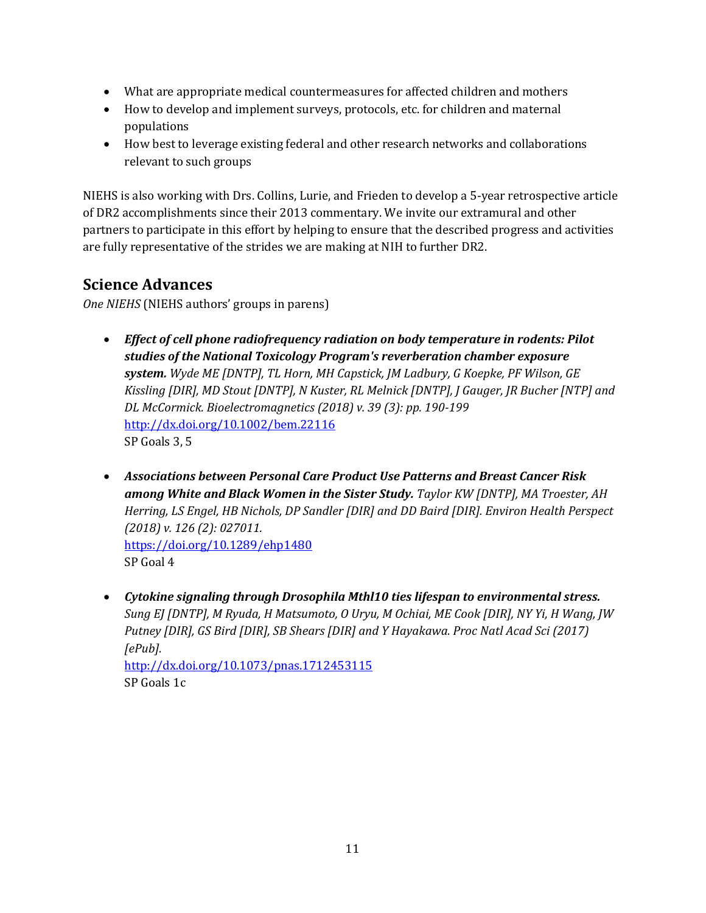- What are appropriate medical countermeasures for affected children and mothers
- How to develop and implement surveys, protocols, etc. for children and maternal populations
- How best to leverage existing federal and other research networks and collaborations relevant to such groups

NIEHS is also working with Drs. Collins, Lurie, and Frieden to develop a 5-year retrospective article of DR2 accomplishments since their 2013 commentary. We invite our extramural and other partners to participate in this effort by helping to ensure that the described progress and activities are fully representative of the strides we are making at NIH to further DR2.

## Science Advances

*One NIEHS* (NIEHS authors' groups in parens)

- ***Effect of cell phone radiofrequency radiation on body temperature in rodents: Pilot studies of the National Toxicology Program's reverberation chamber exposure system.*** *Wyde ME [DNTP], TL Horn, MH Capstick, JM Ladbury, G Koepke, PF Wilson, GE Kissling [DIR], MD Stout [DNTP], N Kuster, RL Melnick [DNTP], J Gauger, JR Bucher [NTP] and DL McCormick. Bioelectromagnetics (2018) v. 39 (3): pp. 190-199*
  http://dx.doi.org/10.1002/bem.22116
  SP Goals 3, 5

- ***Associations between Personal Care Product Use Patterns and Breast Cancer Risk among White and Black Women in the Sister Study.*** *Taylor KW [DNTP], MA Troester, AH Herring, LS Engel, HB Nichols, DP Sandler [DIR] and DD Baird [DIR]. Environ Health Perspect (2018) v. 126 (2): 027011.*
  https://doi.org/10.1289/ehp1480
  SP Goal 4

- ***Cytokine signaling through Drosophila Mthl10 ties lifespan to environmental stress.*** *Sung EJ [DNTP], M Ryuda, H Matsumoto, O Uryu, M Ochiai, ME Cook [DIR], NY Yi, H Wang, JW Putney [DIR], GS Bird [DIR], SB Shears [DIR] and Y Hayakawa. Proc Natl Acad Sci (2017) [ePub].*
  http://dx.doi.org/10.1073/pnas.1712453115
  SP Goals 1c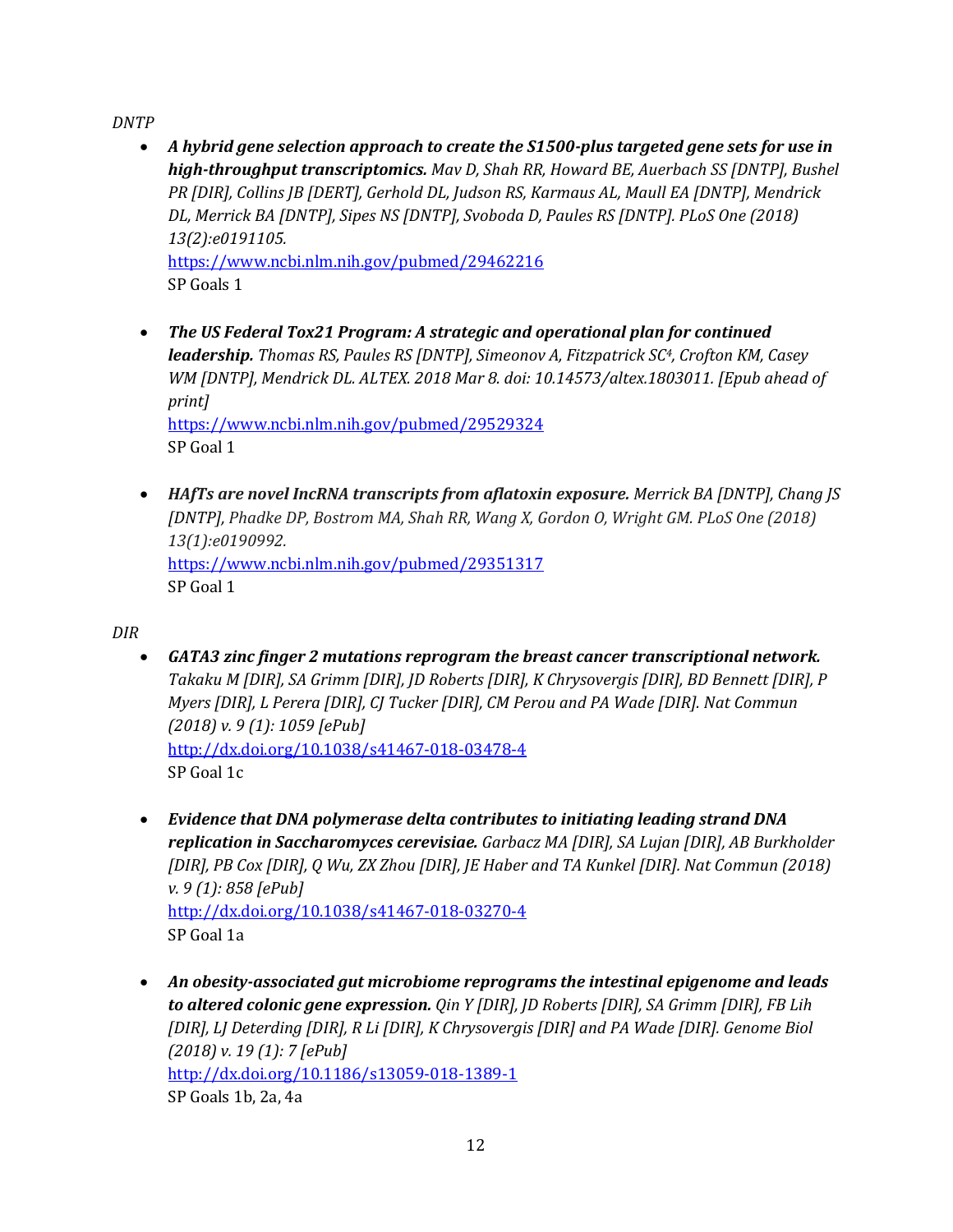*DNTP*

- ***A hybrid gene selection approach to create the S1500-plus targeted gene sets for use in high-throughput transcriptomics.*** *Mav D, Shah RR, Howard BE, Auerbach SS [DNTP], Bushel PR [DIR], Collins JB [DERT], Gerhold DL, Judson RS, Karmaus AL, Maull EA [DNTP], Mendrick DL, Merrick BA [DNTP], Sipes NS [DNTP], Svoboda D, Paules RS [DNTP]. PLoS One (2018) 13(2):e0191105.*
  https://www.ncbi.nlm.nih.gov/pubmed/29462216
  SP Goals 1

- ***The US Federal Tox21 Program: A strategic and operational plan for continued leadership.*** *Thomas RS, Paules RS [DNTP], Simeonov A, Fitzpatrick SC[4], Crofton KM, Casey WM [DNTP], Mendrick DL. ALTEX. 2018 Mar 8. doi: 10.14573/altex.1803011. [Epub ahead of print]*
  https://www.ncbi.nlm.nih.gov/pubmed/29529324
  SP Goal 1

- ***HAfTs are novel lncRNA transcripts from aflatoxin exposure.*** *Merrick BA [DNTP], Chang JS [DNTP], Phadke DP, Bostrom MA, Shah RR, Wang X, Gordon O, Wright GM. PLoS One (2018) 13(1):e0190992.*
  https://www.ncbi.nlm.nih.gov/pubmed/29351317
  SP Goal 1

*DIR*

- ***GATA3 zinc finger 2 mutations reprogram the breast cancer transcriptional network.*** *Takaku M [DIR], SA Grimm [DIR], JD Roberts [DIR], K Chrysovergis [DIR], BD Bennett [DIR], P Myers [DIR], L Perera [DIR], CJ Tucker [DIR], CM Perou and PA Wade [DIR]. Nat Commun (2018) v. 9 (1): 1059 [ePub]*
  http://dx.doi.org/10.1038/s41467-018-03478-4
  SP Goal 1c

- ***Evidence that DNA polymerase delta contributes to initiating leading strand DNA replication in Saccharomyces cerevisiae.*** *Garbacz MA [DIR], SA Lujan [DIR], AB Burkholder [DIR], PB Cox [DIR], Q Wu, ZX Zhou [DIR], JE Haber and TA Kunkel [DIR]. Nat Commun (2018) v. 9 (1): 858 [ePub]*
  http://dx.doi.org/10.1038/s41467-018-03270-4
  SP Goal 1a

- ***An obesity-associated gut microbiome reprograms the intestinal epigenome and leads to altered colonic gene expression.*** *Qin Y [DIR], JD Roberts [DIR], SA Grimm [DIR], FB Lih [DIR], LJ Deterding [DIR], R Li [DIR], K Chrysovergis [DIR] and PA Wade [DIR]. Genome Biol (2018) v. 19 (1): 7 [ePub]*
  http://dx.doi.org/10.1186/s13059-018-1389-1
  SP Goals 1b, 2a, 4a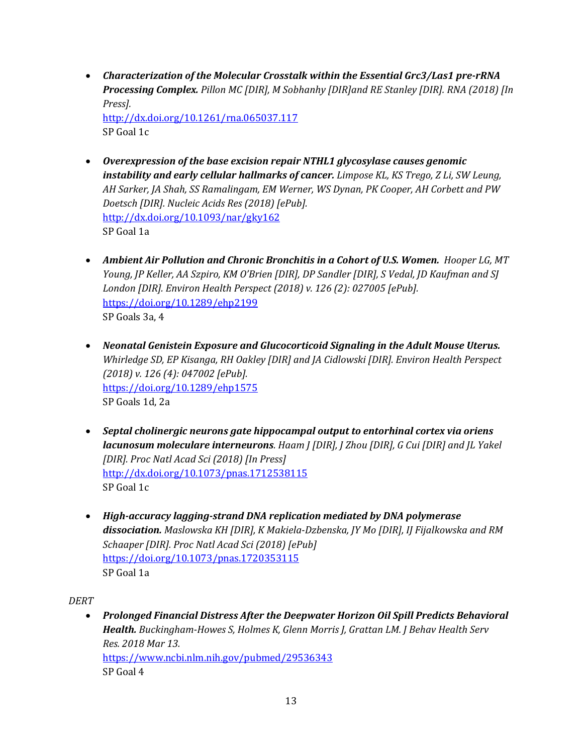- ***Characterization of the Molecular Crosstalk within the Essential Grc3/Las1 pre-rRNA Processing Complex.*** *Pillon MC [DIR], M Sobhanhy [DIR]and RE Stanley [DIR]. RNA (2018) [In Press].*
  http://dx.doi.org/10.1261/rna.065037.117
  SP Goal 1c

- ***Overexpression of the base excision repair NTHL1 glycosylase causes genomic instability and early cellular hallmarks of cancer.*** *Limpose KL, KS Trego, Z Li, SW Leung, AH Sarker, JA Shah, SS Ramalingam, EM Werner, WS Dynan, PK Cooper, AH Corbett and PW Doetsch [DIR]. Nucleic Acids Res (2018) [ePub].*
  http://dx.doi.org/10.1093/nar/gky162
  SP Goal 1a

- ***Ambient Air Pollution and Chronic Bronchitis in a Cohort of U.S. Women.*** *Hooper LG, MT Young, JP Keller, AA Szpiro, KM O'Brien [DIR], DP Sandler [DIR], S Vedal, JD Kaufman and SJ London [DIR]. Environ Health Perspect (2018) v. 126 (2): 027005 [ePub].*
  https://doi.org/10.1289/ehp2199
  SP Goals 3a, 4

- ***Neonatal Genistein Exposure and Glucocorticoid Signaling in the Adult Mouse Uterus.*** *Whirledge SD, EP Kisanga, RH Oakley [DIR] and JA Cidlowski [DIR]. Environ Health Perspect (2018) v. 126 (4): 047002 [ePub].*
  https://doi.org/10.1289/ehp1575
  SP Goals 1d, 2a

- ***Septal cholinergic neurons gate hippocampal output to entorhinal cortex via oriens lacunosum moleculare interneurons****. Haam J [DIR], J Zhou [DIR], G Cui [DIR] and JL Yakel [DIR]. Proc Natl Acad Sci (2018) [In Press]*
  http://dx.doi.org/10.1073/pnas.1712538115
  SP Goal 1c

- ***High-accuracy lagging-strand DNA replication mediated by DNA polymerase dissociation.*** *Maslowska KH [DIR], K Makiela-Dzbenska, JY Mo [DIR], IJ Fijalkowska and RM Schaaper [DIR]. Proc Natl Acad Sci (2018) [ePub]*
  https://doi.org/10.1073/pnas.1720353115
  SP Goal 1a

*DERT*

- ***Prolonged Financial Distress After the Deepwater Horizon Oil Spill Predicts Behavioral Health.*** *Buckingham-Howes S, Holmes K, Glenn Morris J, Grattan LM. J Behav Health Serv Res. 2018 Mar 13.*
  https://www.ncbi.nlm.nih.gov/pubmed/29536343
  SP Goal 4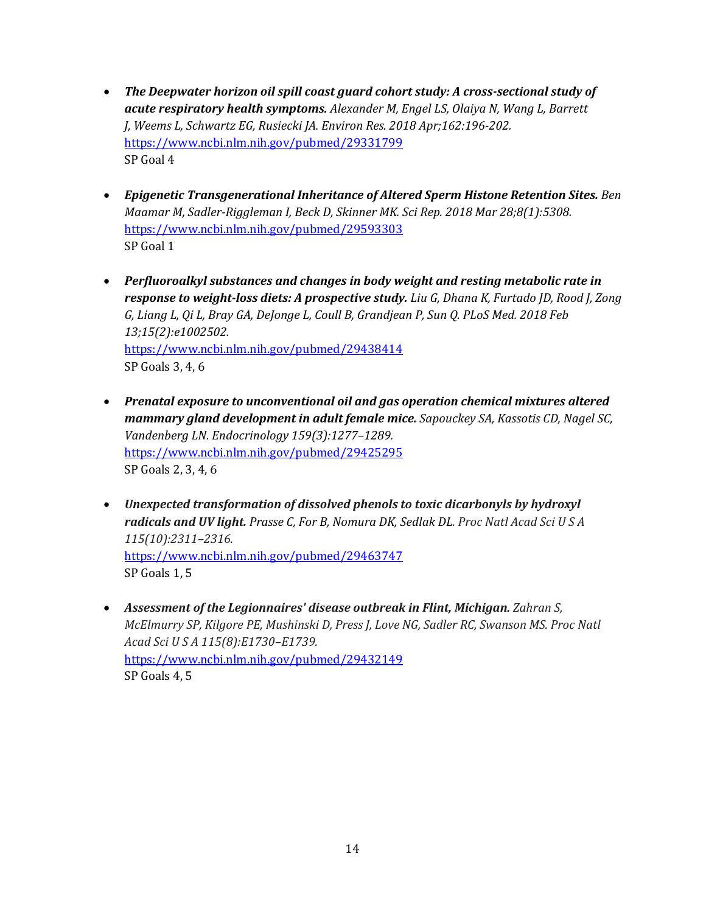- ***The Deepwater horizon oil spill coast guard cohort study: A cross-sectional study of acute respiratory health symptoms.*** *Alexander M, Engel LS, Olaiya N, Wang L, Barrett J, Weems L, Schwartz EG, Rusiecki JA. Environ Res. 2018 Apr;162:196-202.*
  https://www.ncbi.nlm.nih.gov/pubmed/29331799
  SP Goal 4

- ***Epigenetic Transgenerational Inheritance of Altered Sperm Histone Retention Sites.*** *Ben Maamar M, Sadler-Riggleman I, Beck D, Skinner MK. Sci Rep. 2018 Mar 28;8(1):5308.*
  https://www.ncbi.nlm.nih.gov/pubmed/29593303
  SP Goal 1

- ***Perfluoroalkyl substances and changes in body weight and resting metabolic rate in response to weight-loss diets: A prospective study.*** *Liu G, Dhana K, Furtado JD, Rood J, Zong G, Liang L, Qi L, Bray GA, DeJonge L, Coull B, Grandjean P, Sun Q. PLoS Med. 2018 Feb 13;15(2):e1002502.*
  https://www.ncbi.nlm.nih.gov/pubmed/29438414
  SP Goals 3, 4, 6

- ***Prenatal exposure to unconventional oil and gas operation chemical mixtures altered mammary gland development in adult female mice.*** *Sapouckey SA, Kassotis CD, Nagel SC, Vandenberg LN. Endocrinology 159(3):1277–1289.*
  https://www.ncbi.nlm.nih.gov/pubmed/29425295
  SP Goals 2, 3, 4, 6

- ***Unexpected transformation of dissolved phenols to toxic dicarbonyls by hydroxyl radicals and UV light.*** *Prasse C, For B, Nomura DK, Sedlak DL. Proc Natl Acad Sci U S A 115(10):2311–2316.*
  https://www.ncbi.nlm.nih.gov/pubmed/29463747
  SP Goals 1, 5

- ***Assessment of the Legionnaires' disease outbreak in Flint, Michigan.*** *Zahran S, McElmurry SP, Kilgore PE, Mushinski D, Press J, Love NG, Sadler RC, Swanson MS. Proc Natl Acad Sci U S A 115(8):E1730–E1739.*
  https://www.ncbi.nlm.nih.gov/pubmed/29432149
  SP Goals 4, 5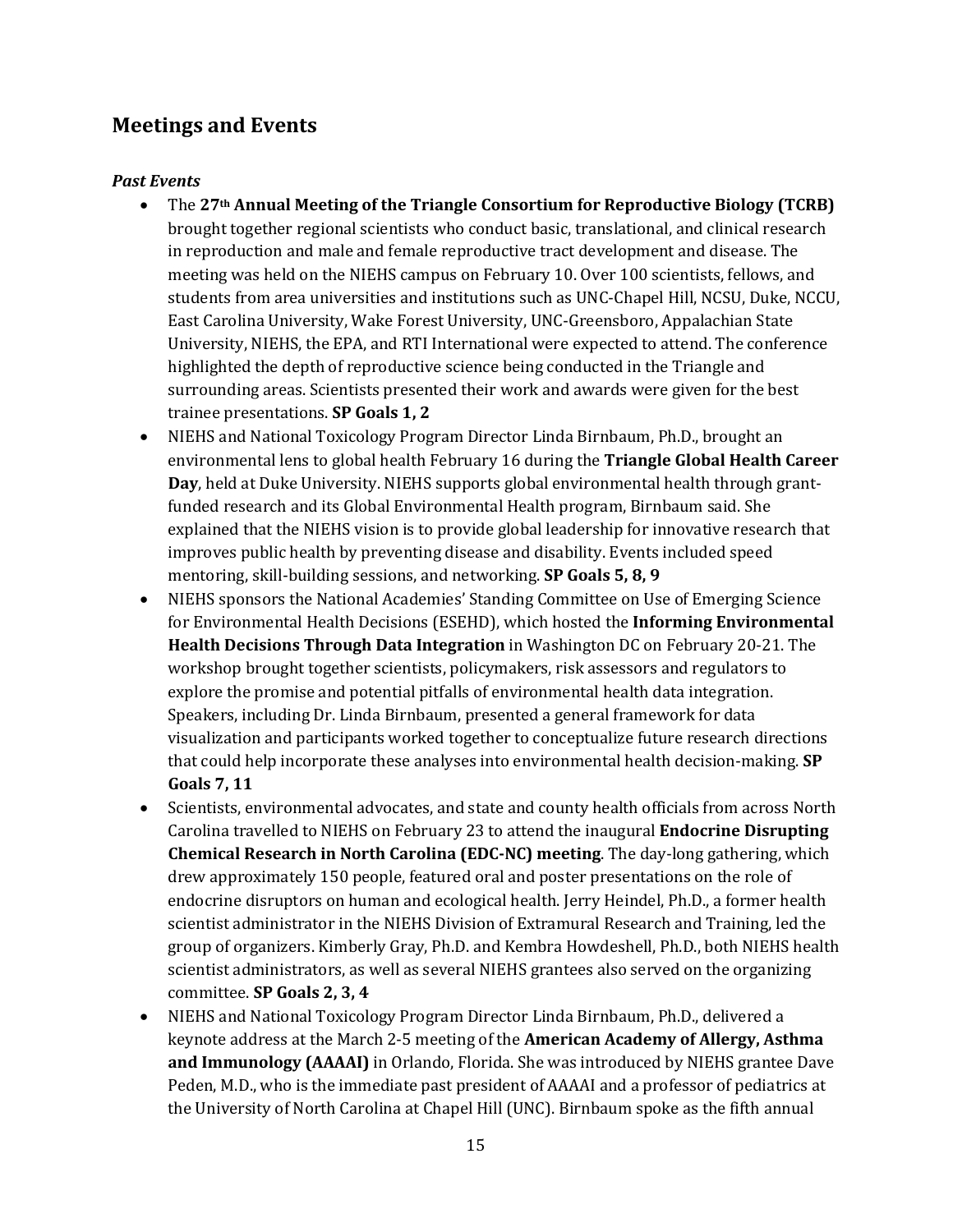## Meetings and Events

### *Past Events*

- The **27th Annual Meeting of the Triangle Consortium for Reproductive Biology (TCRB)** brought together regional scientists who conduct basic, translational, and clinical research in reproduction and male and female reproductive tract development and disease. The meeting was held on the NIEHS campus on February 10. Over 100 scientists, fellows, and students from area universities and institutions such as UNC-Chapel Hill, NCSU, Duke, NCCU, East Carolina University, Wake Forest University, UNC-Greensboro, Appalachian State University, NIEHS, the EPA, and RTI International were expected to attend. The conference highlighted the depth of reproductive science being conducted in the Triangle and surrounding areas. Scientists presented their work and awards were given for the best trainee presentations. **SP Goals 1, 2**
- NIEHS and National Toxicology Program Director Linda Birnbaum, Ph.D., brought an environmental lens to global health February 16 during the **Triangle Global Health Career Day**, held at Duke University. NIEHS supports global environmental health through grant-funded research and its Global Environmental Health program, Birnbaum said. She explained that the NIEHS vision is to provide global leadership for innovative research that improves public health by preventing disease and disability. Events included speed mentoring, skill-building sessions, and networking. **SP Goals 5, 8, 9**
- NIEHS sponsors the National Academies' Standing Committee on Use of Emerging Science for Environmental Health Decisions (ESEHD), which hosted the **Informing Environmental Health Decisions Through Data Integration** in Washington DC on February 20-21. The workshop brought together scientists, policymakers, risk assessors and regulators to explore the promise and potential pitfalls of environmental health data integration. Speakers, including Dr. Linda Birnbaum, presented a general framework for data visualization and participants worked together to conceptualize future research directions that could help incorporate these analyses into environmental health decision-making. **SP Goals 7, 11**
- Scientists, environmental advocates, and state and county health officials from across North Carolina travelled to NIEHS on February 23 to attend the inaugural **Endocrine Disrupting Chemical Research in North Carolina (EDC-NC) meeting**. The day-long gathering, which drew approximately 150 people, featured oral and poster presentations on the role of endocrine disruptors on human and ecological health. Jerry Heindel, Ph.D., a former health scientist administrator in the NIEHS Division of Extramural Research and Training, led the group of organizers. Kimberly Gray, Ph.D. and Kembra Howdeshell, Ph.D., both NIEHS health scientist administrators, as well as several NIEHS grantees also served on the organizing committee. **SP Goals 2, 3, 4**
- NIEHS and National Toxicology Program Director Linda Birnbaum, Ph.D., delivered a keynote address at the March 2-5 meeting of the **American Academy of Allergy, Asthma and Immunology (AAAAI)** in Orlando, Florida. She was introduced by NIEHS grantee Dave Peden, M.D., who is the immediate past president of AAAAI and a professor of pediatrics at the University of North Carolina at Chapel Hill (UNC). Birnbaum spoke as the fifth annual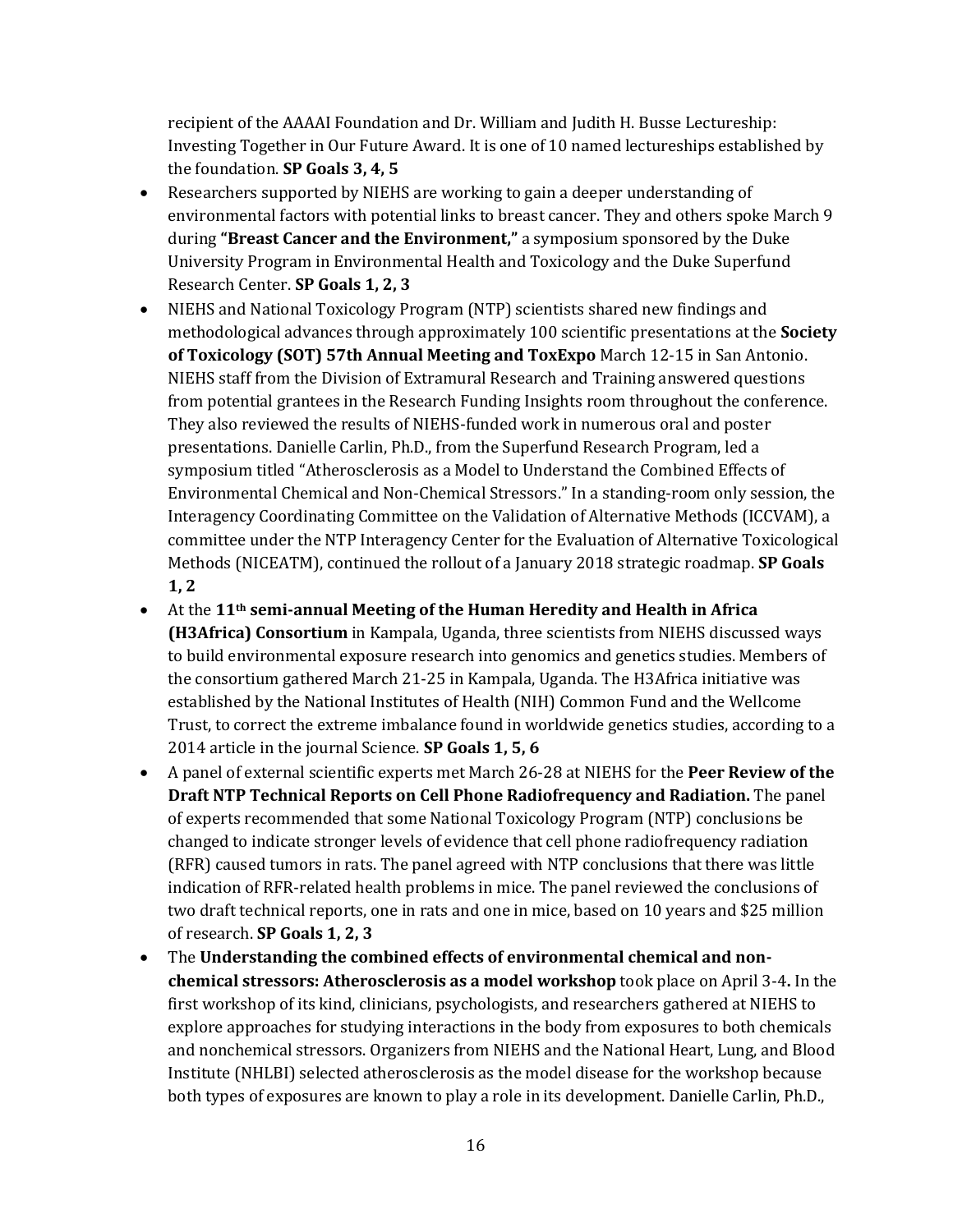recipient of the AAAAI Foundation and Dr. William and Judith H. Busse Lectureship: Investing Together in Our Future Award. It is one of 10 named lectureships established by the foundation. **SP Goals 3, 4, 5**

- Researchers supported by NIEHS are working to gain a deeper understanding of environmental factors with potential links to breast cancer. They and others spoke March 9 during **"Breast Cancer and the Environment,"** a symposium sponsored by the Duke University Program in Environmental Health and Toxicology and the Duke Superfund Research Center. **SP Goals 1, 2, 3**
- NIEHS and National Toxicology Program (NTP) scientists shared new findings and methodological advances through approximately 100 scientific presentations at the **Society of Toxicology (SOT) 57th Annual Meeting and ToxExpo** March 12-15 in San Antonio. NIEHS staff from the Division of Extramural Research and Training answered questions from potential grantees in the Research Funding Insights room throughout the conference. They also reviewed the results of NIEHS-funded work in numerous oral and poster presentations. Danielle Carlin, Ph.D., from the Superfund Research Program, led a symposium titled "Atherosclerosis as a Model to Understand the Combined Effects of Environmental Chemical and Non-Chemical Stressors." In a standing-room only session, the Interagency Coordinating Committee on the Validation of Alternative Methods (ICCVAM), a committee under the NTP Interagency Center for the Evaluation of Alternative Toxicological Methods (NICEATM), continued the rollout of a January 2018 strategic roadmap. **SP Goals 1, 2**
- At the **11th semi-annual Meeting of the Human Heredity and Health in Africa (H3Africa) Consortium** in Kampala, Uganda, three scientists from NIEHS discussed ways to build environmental exposure research into genomics and genetics studies. Members of the consortium gathered March 21-25 in Kampala, Uganda. The H3Africa initiative was established by the National Institutes of Health (NIH) Common Fund and the Wellcome Trust, to correct the extreme imbalance found in worldwide genetics studies, according to a 2014 article in the journal Science. **SP Goals 1, 5, 6**
- A panel of external scientific experts met March 26-28 at NIEHS for the **Peer Review of the Draft NTP Technical Reports on Cell Phone Radiofrequency and Radiation.** The panel of experts recommended that some National Toxicology Program (NTP) conclusions be changed to indicate stronger levels of evidence that cell phone radiofrequency radiation (RFR) caused tumors in rats. The panel agreed with NTP conclusions that there was little indication of RFR-related health problems in mice. The panel reviewed the conclusions of two draft technical reports, one in rats and one in mice, based on 10 years and $25 million of research. **SP Goals 1, 2, 3**
- The **Understanding the combined effects of environmental chemical and non-chemical stressors: Atherosclerosis as a model workshop** took place on April 3-4**.** In the first workshop of its kind, clinicians, psychologists, and researchers gathered at NIEHS to explore approaches for studying interactions in the body from exposures to both chemicals and nonchemical stressors. Organizers from NIEHS and the National Heart, Lung, and Blood Institute (NHLBI) selected atherosclerosis as the model disease for the workshop because both types of exposures are known to play a role in its development. Danielle Carlin, Ph.D.,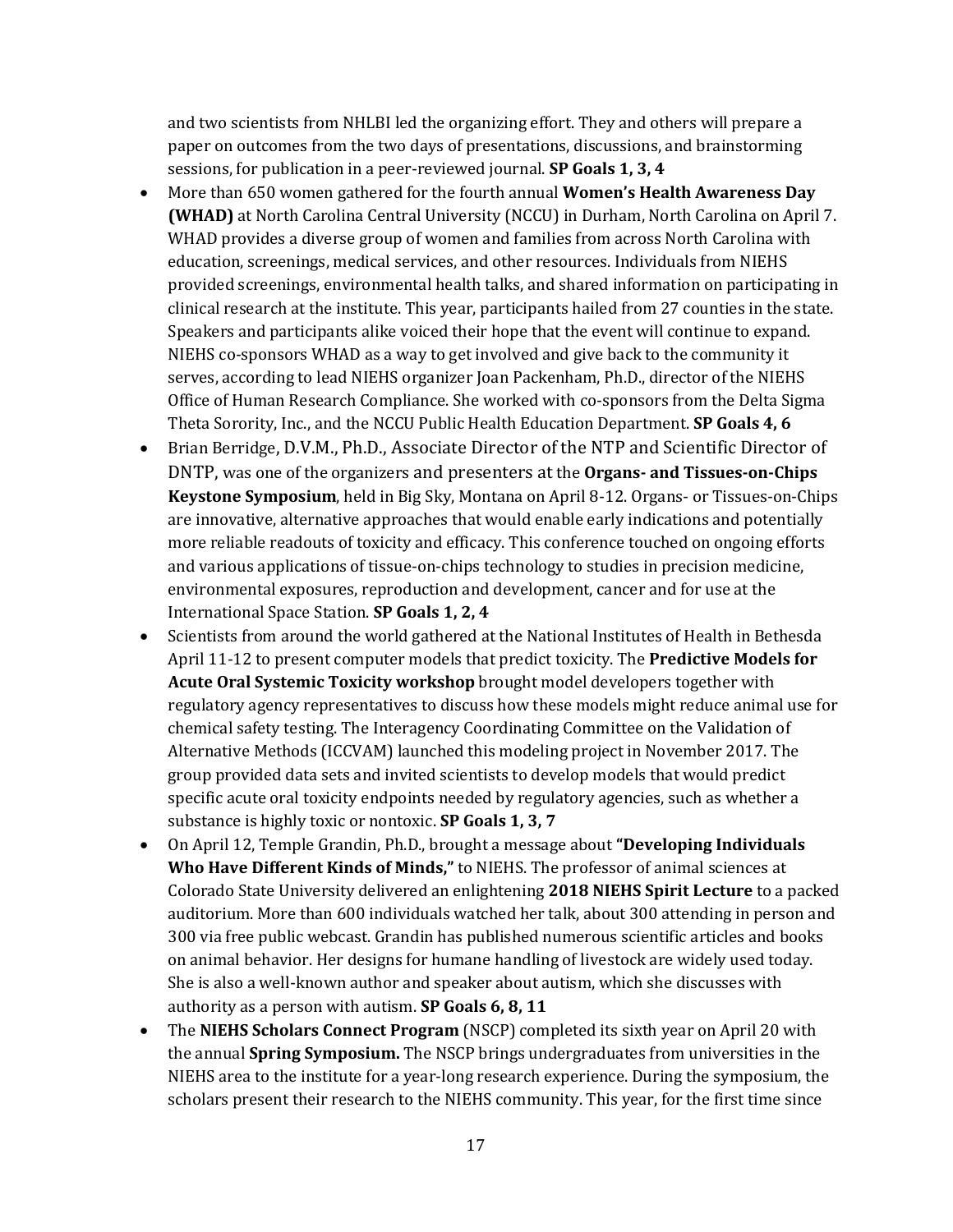and two scientists from NHLBI led the organizing effort. They and others will prepare a paper on outcomes from the two days of presentations, discussions, and brainstorming sessions, for publication in a peer-reviewed journal. **SP Goals 1, 3, 4**

- More than 650 women gathered for the fourth annual **Women's Health Awareness Day (WHAD)** at North Carolina Central University (NCCU) in Durham, North Carolina on April 7. WHAD provides a diverse group of women and families from across North Carolina with education, screenings, medical services, and other resources. Individuals from NIEHS provided screenings, environmental health talks, and shared information on participating in clinical research at the institute. This year, participants hailed from 27 counties in the state. Speakers and participants alike voiced their hope that the event will continue to expand. NIEHS co-sponsors WHAD as a way to get involved and give back to the community it serves, according to lead NIEHS organizer Joan Packenham, Ph.D., director of the NIEHS Office of Human Research Compliance. She worked with co-sponsors from the Delta Sigma Theta Sorority, Inc., and the NCCU Public Health Education Department. **SP Goals 4, 6**
- Brian Berridge, D.V.M., Ph.D., Associate Director of the NTP and Scientific Director of DNTP, was one of the organizers and presenters at the **Organs- and Tissues-on-Chips Keystone Symposium**, held in Big Sky, Montana on April 8-12. Organs- or Tissues-on-Chips are innovative, alternative approaches that would enable early indications and potentially more reliable readouts of toxicity and efficacy. This conference touched on ongoing efforts and various applications of tissue-on-chips technology to studies in precision medicine, environmental exposures, reproduction and development, cancer and for use at the International Space Station. **SP Goals 1, 2, 4**
- Scientists from around the world gathered at the National Institutes of Health in Bethesda April 11-12 to present computer models that predict toxicity. The **Predictive Models for Acute Oral Systemic Toxicity workshop** brought model developers together with regulatory agency representatives to discuss how these models might reduce animal use for chemical safety testing. The Interagency Coordinating Committee on the Validation of Alternative Methods (ICCVAM) launched this modeling project in November 2017. The group provided data sets and invited scientists to develop models that would predict specific acute oral toxicity endpoints needed by regulatory agencies, such as whether a substance is highly toxic or nontoxic. **SP Goals 1, 3, 7**
- On April 12, Temple Grandin, Ph.D., brought a message about **"Developing Individuals Who Have Different Kinds of Minds,"** to NIEHS. The professor of animal sciences at Colorado State University delivered an enlightening **2018 NIEHS Spirit Lecture** to a packed auditorium. More than 600 individuals watched her talk, about 300 attending in person and 300 via free public webcast. Grandin has published numerous scientific articles and books on animal behavior. Her designs for humane handling of livestock are widely used today. She is also a well-known author and speaker about autism, which she discusses with authority as a person with autism. **SP Goals 6, 8, 11**
- The **NIEHS Scholars Connect Program** (NSCP) completed its sixth year on April 20 with the annual **Spring Symposium.** The NSCP brings undergraduates from universities in the NIEHS area to the institute for a year-long research experience. During the symposium, the scholars present their research to the NIEHS community. This year, for the first time since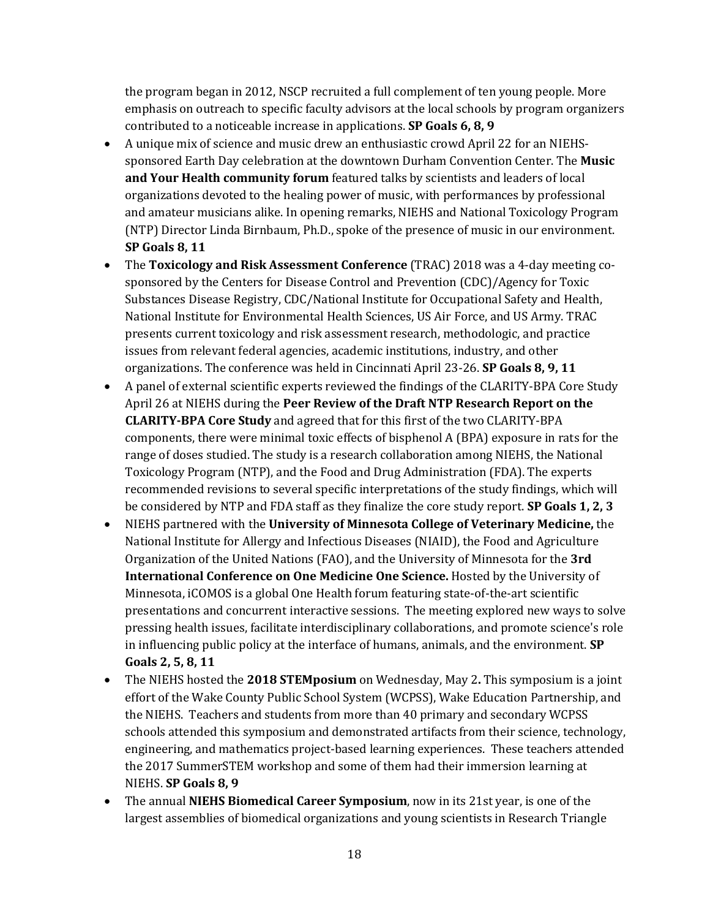the program began in 2012, NSCP recruited a full complement of ten young people. More emphasis on outreach to specific faculty advisors at the local schools by program organizers contributed to a noticeable increase in applications. **SP Goals 6, 8, 9**

- A unique mix of science and music drew an enthusiastic crowd April 22 for an NIEHS-sponsored Earth Day celebration at the downtown Durham Convention Center. The **Music and Your Health community forum** featured talks by scientists and leaders of local organizations devoted to the healing power of music, with performances by professional and amateur musicians alike. In opening remarks, NIEHS and National Toxicology Program (NTP) Director Linda Birnbaum, Ph.D., spoke of the presence of music in our environment. **SP Goals 8, 11**
- The **Toxicology and Risk Assessment Conference** (TRAC) 2018 was a 4-day meeting co-sponsored by the Centers for Disease Control and Prevention (CDC)/Agency for Toxic Substances Disease Registry, CDC/National Institute for Occupational Safety and Health, National Institute for Environmental Health Sciences, US Air Force, and US Army. TRAC presents current toxicology and risk assessment research, methodologic, and practice issues from relevant federal agencies, academic institutions, industry, and other organizations. The conference was held in Cincinnati April 23-26. **SP Goals 8, 9, 11**
- A panel of external scientific experts reviewed the findings of the CLARITY-BPA Core Study April 26 at NIEHS during the **Peer Review of the Draft NTP Research Report on the CLARITY-BPA Core Study** and agreed that for this first of the two CLARITY-BPA components, there were minimal toxic effects of bisphenol A (BPA) exposure in rats for the range of doses studied. The study is a research collaboration among NIEHS, the National Toxicology Program (NTP), and the Food and Drug Administration (FDA). The experts recommended revisions to several specific interpretations of the study findings, which will be considered by NTP and FDA staff as they finalize the core study report. **SP Goals 1, 2, 3**
- NIEHS partnered with the **University of Minnesota College of Veterinary Medicine,** the National Institute for Allergy and Infectious Diseases (NIAID), the Food and Agriculture Organization of the United Nations (FAO), and the University of Minnesota for the **3rd International Conference on One Medicine One Science.** Hosted by the University of Minnesota, iCOMOS is a global One Health forum featuring state-of-the-art scientific presentations and concurrent interactive sessions. The meeting explored new ways to solve pressing health issues, facilitate interdisciplinary collaborations, and promote science's role in influencing public policy at the interface of humans, animals, and the environment. **SP Goals 2, 5, 8, 11**
- The NIEHS hosted the **2018 STEMposium** on Wednesday, May 2**.** This symposium is a joint effort of the Wake County Public School System (WCPSS), Wake Education Partnership, and the NIEHS. Teachers and students from more than 40 primary and secondary WCPSS schools attended this symposium and demonstrated artifacts from their science, technology, engineering, and mathematics project-based learning experiences. These teachers attended the 2017 SummerSTEM workshop and some of them had their immersion learning at NIEHS. **SP Goals 8, 9**
- The annual **NIEHS Biomedical Career Symposium**, now in its 21st year, is one of the largest assemblies of biomedical organizations and young scientists in Research Triangle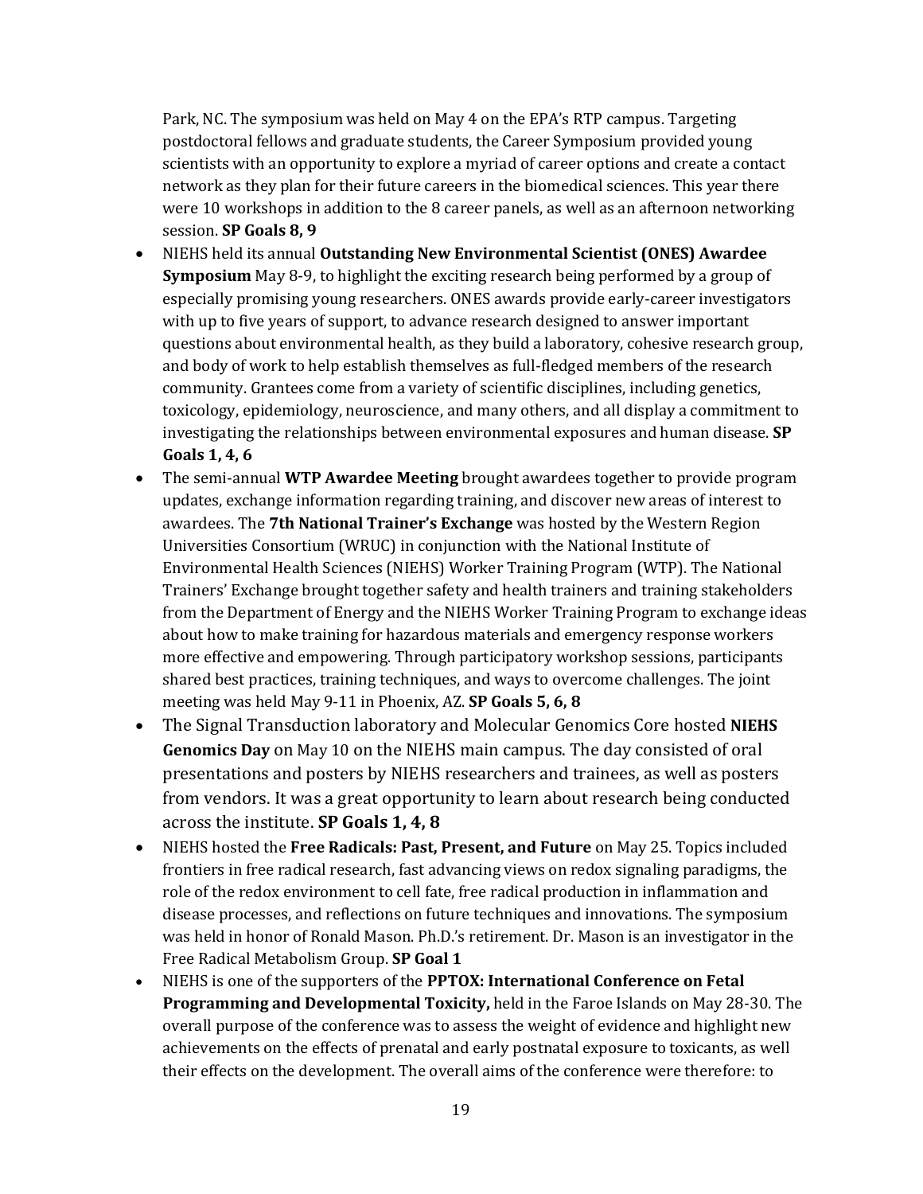Park, NC. The symposium was held on May 4 on the EPA's RTP campus. Targeting postdoctoral fellows and graduate students, the Career Symposium provided young scientists with an opportunity to explore a myriad of career options and create a contact network as they plan for their future careers in the biomedical sciences. This year there were 10 workshops in addition to the 8 career panels, as well as an afternoon networking session. **SP Goals 8, 9**

- NIEHS held its annual **Outstanding New Environmental Scientist (ONES) Awardee Symposium** May 8-9, to highlight the exciting research being performed by a group of especially promising young researchers. ONES awards provide early-career investigators with up to five years of support, to advance research designed to answer important questions about environmental health, as they build a laboratory, cohesive research group, and body of work to help establish themselves as full-fledged members of the research community. Grantees come from a variety of scientific disciplines, including genetics, toxicology, epidemiology, neuroscience, and many others, and all display a commitment to investigating the relationships between environmental exposures and human disease. **SP Goals 1, 4, 6**
- The semi-annual **WTP Awardee Meeting** brought awardees together to provide program updates, exchange information regarding training, and discover new areas of interest to awardees. The **7th National Trainer's Exchange** was hosted by the Western Region Universities Consortium (WRUC) in conjunction with the National Institute of Environmental Health Sciences (NIEHS) Worker Training Program (WTP). The National Trainers' Exchange brought together safety and health trainers and training stakeholders from the Department of Energy and the NIEHS Worker Training Program to exchange ideas about how to make training for hazardous materials and emergency response workers more effective and empowering. Through participatory workshop sessions, participants shared best practices, training techniques, and ways to overcome challenges. The joint meeting was held May 9-11 in Phoenix, AZ. **SP Goals 5, 6, 8**
- The Signal Transduction laboratory and Molecular Genomics Core hosted **NIEHS Genomics Day** on May 10 on the NIEHS main campus. The day consisted of oral presentations and posters by NIEHS researchers and trainees, as well as posters from vendors. It was a great opportunity to learn about research being conducted across the institute. **SP Goals 1, 4, 8**
- NIEHS hosted the **Free Radicals: Past, Present, and Future** on May 25. Topics included frontiers in free radical research, fast advancing views on redox signaling paradigms, the role of the redox environment to cell fate, free radical production in inflammation and disease processes, and reflections on future techniques and innovations. The symposium was held in honor of Ronald Mason. Ph.D.'s retirement. Dr. Mason is an investigator in the Free Radical Metabolism Group. **SP Goal 1**
- NIEHS is one of the supporters of the **PPTOX: International Conference on Fetal Programming and Developmental Toxicity,** held in the Faroe Islands on May 28-30. The overall purpose of the conference was to assess the weight of evidence and highlight new achievements on the effects of prenatal and early postnatal exposure to toxicants, as well their effects on the development. The overall aims of the conference were therefore: to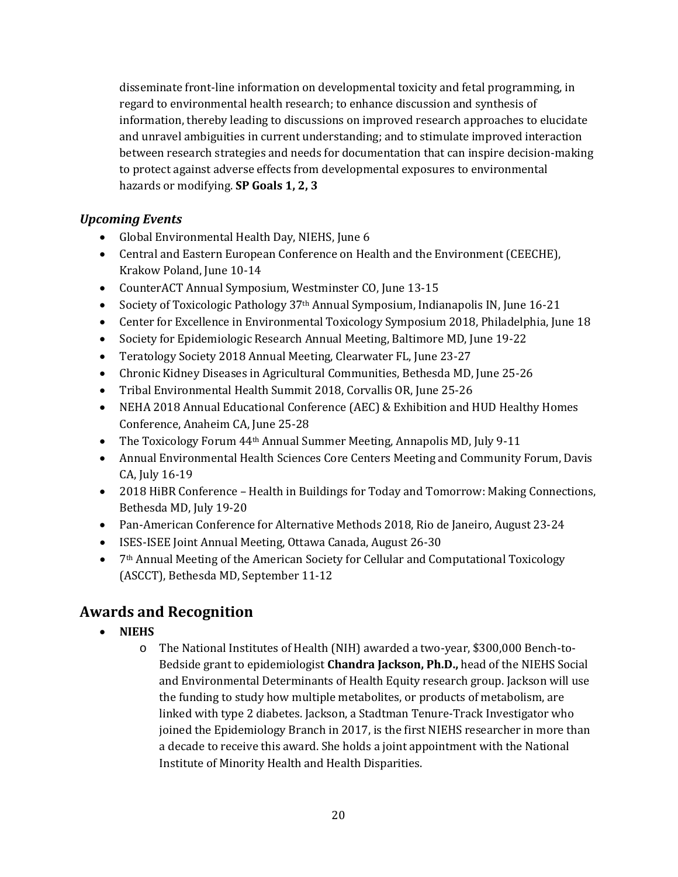disseminate front-line information on developmental toxicity and fetal programming, in regard to environmental health research; to enhance discussion and synthesis of information, thereby leading to discussions on improved research approaches to elucidate and unravel ambiguities in current understanding; and to stimulate improved interaction between research strategies and needs for documentation that can inspire decision-making to protect against adverse effects from developmental exposures to environmental hazards or modifying. **SP Goals 1, 2, 3**

### *Upcoming Events*

- Global Environmental Health Day, NIEHS, June 6
- Central and Eastern European Conference on Health and the Environment (CEECHE), Krakow Poland, June 10-14
- CounterACT Annual Symposium, Westminster CO, June 13-15
- Society of Toxicologic Pathology 37th Annual Symposium, Indianapolis IN, June 16-21
- Center for Excellence in Environmental Toxicology Symposium 2018, Philadelphia, June 18
- Society for Epidemiologic Research Annual Meeting, Baltimore MD, June 19-22
- Teratology Society 2018 Annual Meeting, Clearwater FL, June 23-27
- Chronic Kidney Diseases in Agricultural Communities, Bethesda MD, June 25-26
- Tribal Environmental Health Summit 2018, Corvallis OR, June 25-26
- NEHA 2018 Annual Educational Conference (AEC) & Exhibition and HUD Healthy Homes Conference, Anaheim CA, June 25-28
- The Toxicology Forum 44th Annual Summer Meeting, Annapolis MD, July 9-11
- Annual Environmental Health Sciences Core Centers Meeting and Community Forum, Davis CA, July 16-19
- 2018 HiBR Conference – Health in Buildings for Today and Tomorrow: Making Connections, Bethesda MD, July 19-20
- Pan-American Conference for Alternative Methods 2018, Rio de Janeiro, August 23-24
- ISES-ISEE Joint Annual Meeting, Ottawa Canada, August 26-30
- 7th Annual Meeting of the American Society for Cellular and Computational Toxicology (ASCCT), Bethesda MD, September 11-12

## Awards and Recognition

- **NIEHS**
  - The National Institutes of Health (NIH) awarded a two-year, $300,000 Bench-to-Bedside grant to epidemiologist **Chandra Jackson, Ph.D.,** head of the NIEHS Social and Environmental Determinants of Health Equity research group. Jackson will use the funding to study how multiple metabolites, or products of metabolism, are linked with type 2 diabetes. Jackson, a Stadtman Tenure-Track Investigator who joined the Epidemiology Branch in 2017, is the first NIEHS researcher in more than a decade to receive this award. She holds a joint appointment with the National Institute of Minority Health and Health Disparities.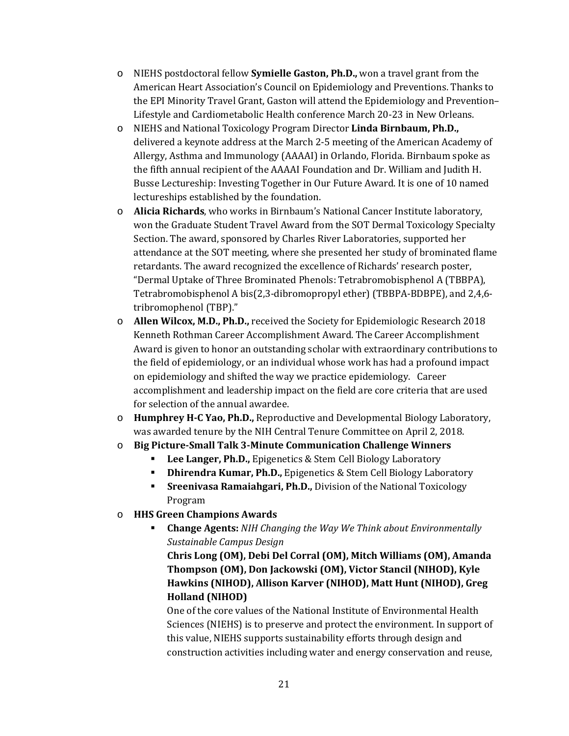- NIEHS postdoctoral fellow **Symielle Gaston, Ph.D.,** won a travel grant from the American Heart Association's Council on Epidemiology and Preventions. Thanks to the EPI Minority Travel Grant, Gaston will attend the Epidemiology and Prevention–Lifestyle and Cardiometabolic Health conference March 20-23 in New Orleans.
- NIEHS and National Toxicology Program Director **Linda Birnbaum, Ph.D.,** delivered a keynote address at the March 2-5 meeting of the American Academy of Allergy, Asthma and Immunology (AAAAI) in Orlando, Florida. Birnbaum spoke as the fifth annual recipient of the AAAAI Foundation and Dr. William and Judith H. Busse Lectureship: Investing Together in Our Future Award. It is one of 10 named lectureships established by the foundation.
- **Alicia Richards**, who works in Birnbaum's National Cancer Institute laboratory, won the Graduate Student Travel Award from the SOT Dermal Toxicology Specialty Section. The award, sponsored by Charles River Laboratories, supported her attendance at the SOT meeting, where she presented her study of brominated flame retardants. The award recognized the excellence of Richards' research poster, "Dermal Uptake of Three Brominated Phenols: Tetrabromobisphenol A (TBBPA), Tetrabromobisphenol A bis(2,3-dibromopropyl ether) (TBBPA-BDBPE), and 2,4,6-tribromophenol (TBP)."
- **Allen Wilcox, M.D., Ph.D.,** received the Society for Epidemiologic Research 2018 Kenneth Rothman Career Accomplishment Award. The Career Accomplishment Award is given to honor an outstanding scholar with extraordinary contributions to the field of epidemiology, or an individual whose work has had a profound impact on epidemiology and shifted the way we practice epidemiology. Career accomplishment and leadership impact on the field are core criteria that are used for selection of the annual awardee.
- **Humphrey H-C Yao, Ph.D.,** Reproductive and Developmental Biology Laboratory, was awarded tenure by the NIH Central Tenure Committee on April 2, 2018.
- **Big Picture-Small Talk 3-Minute Communication Challenge Winners**
  - **Lee Langer, Ph.D.,** Epigenetics & Stem Cell Biology Laboratory
  - **Dhirendra Kumar, Ph.D.,** Epigenetics & Stem Cell Biology Laboratory
  - **Sreenivasa Ramaiahgari, Ph.D.,** Division of the National Toxicology Program
- **HHS Green Champions Awards**
  - **Change Agents:** *NIH Changing the Way We Think about Environmentally Sustainable Campus Design*

    **Chris Long (OM), Debi Del Corral (OM), Mitch Williams (OM), Amanda Thompson (OM), Don Jackowski (OM), Victor Stancil (NIHOD), Kyle Hawkins (NIHOD), Allison Karver (NIHOD), Matt Hunt (NIHOD), Greg Holland (NIHOD)**

    One of the core values of the National Institute of Environmental Health Sciences (NIEHS) is to preserve and protect the environment. In support of this value, NIEHS supports sustainability efforts through design and construction activities including water and energy conservation and reuse,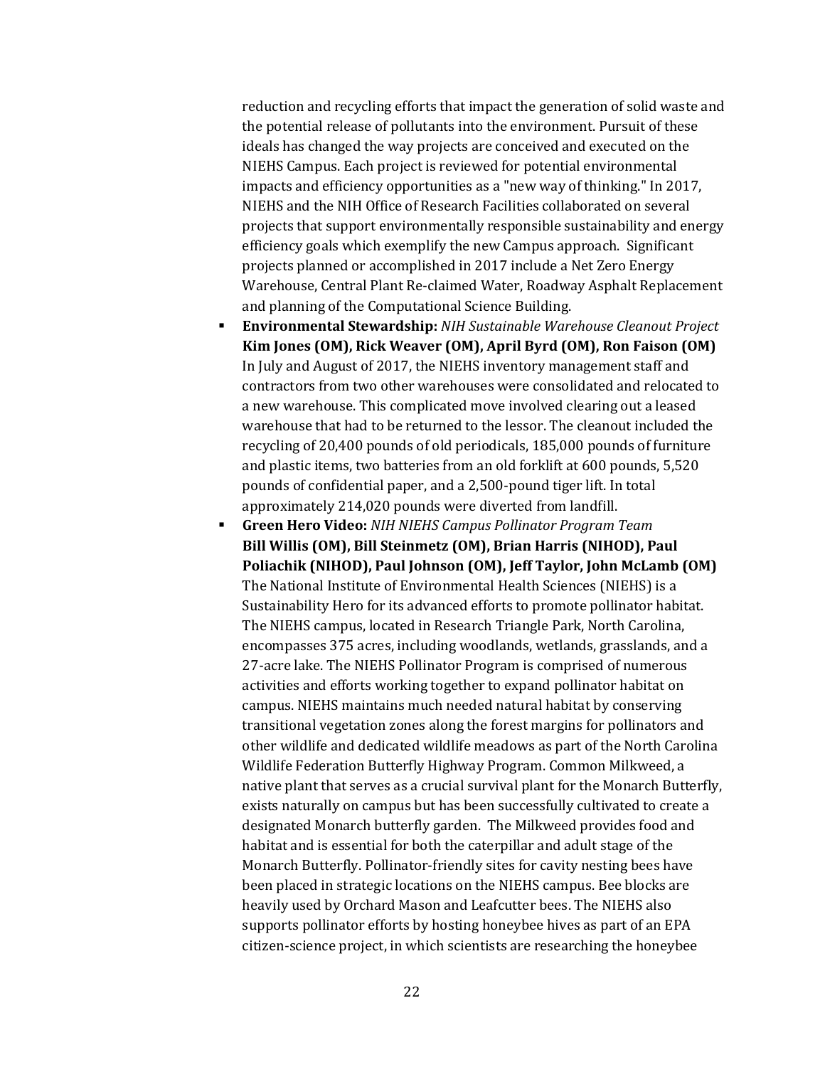reduction and recycling efforts that impact the generation of solid waste and the potential release of pollutants into the environment. Pursuit of these ideals has changed the way projects are conceived and executed on the NIEHS Campus. Each project is reviewed for potential environmental impacts and efficiency opportunities as a "new way of thinking." In 2017, NIEHS and the NIH Office of Research Facilities collaborated on several projects that support environmentally responsible sustainability and energy efficiency goals which exemplify the new Campus approach. Significant projects planned or accomplished in 2017 include a Net Zero Energy Warehouse, Central Plant Re-claimed Water, Roadway Asphalt Replacement and planning of the Computational Science Building.

- **Environmental Stewardship:** *NIH Sustainable Warehouse Cleanout Project* **Kim Jones (OM), Rick Weaver (OM), April Byrd (OM), Ron Faison (OM)** In July and August of 2017, the NIEHS inventory management staff and contractors from two other warehouses were consolidated and relocated to a new warehouse. This complicated move involved clearing out a leased warehouse that had to be returned to the lessor. The cleanout included the recycling of 20,400 pounds of old periodicals, 185,000 pounds of furniture and plastic items, two batteries from an old forklift at 600 pounds, 5,520 pounds of confidential paper, and a 2,500-pound tiger lift. In total approximately 214,020 pounds were diverted from landfill.
- **Green Hero Video:** *NIH NIEHS Campus Pollinator Program Team* **Bill Willis (OM), Bill Steinmetz (OM), Brian Harris (NIHOD), Paul Poliachik (NIHOD), Paul Johnson (OM), Jeff Taylor, John McLamb (OM)** The National Institute of Environmental Health Sciences (NIEHS) is a Sustainability Hero for its advanced efforts to promote pollinator habitat. The NIEHS campus, located in Research Triangle Park, North Carolina, encompasses 375 acres, including woodlands, wetlands, grasslands, and a 27-acre lake. The NIEHS Pollinator Program is comprised of numerous activities and efforts working together to expand pollinator habitat on campus. NIEHS maintains much needed natural habitat by conserving transitional vegetation zones along the forest margins for pollinators and other wildlife and dedicated wildlife meadows as part of the North Carolina Wildlife Federation Butterfly Highway Program. Common Milkweed, a native plant that serves as a crucial survival plant for the Monarch Butterfly, exists naturally on campus but has been successfully cultivated to create a designated Monarch butterfly garden. The Milkweed provides food and habitat and is essential for both the caterpillar and adult stage of the Monarch Butterfly. Pollinator-friendly sites for cavity nesting bees have been placed in strategic locations on the NIEHS campus. Bee blocks are heavily used by Orchard Mason and Leafcutter bees. The NIEHS also supports pollinator efforts by hosting honeybee hives as part of an EPA citizen-science project, in which scientists are researching the honeybee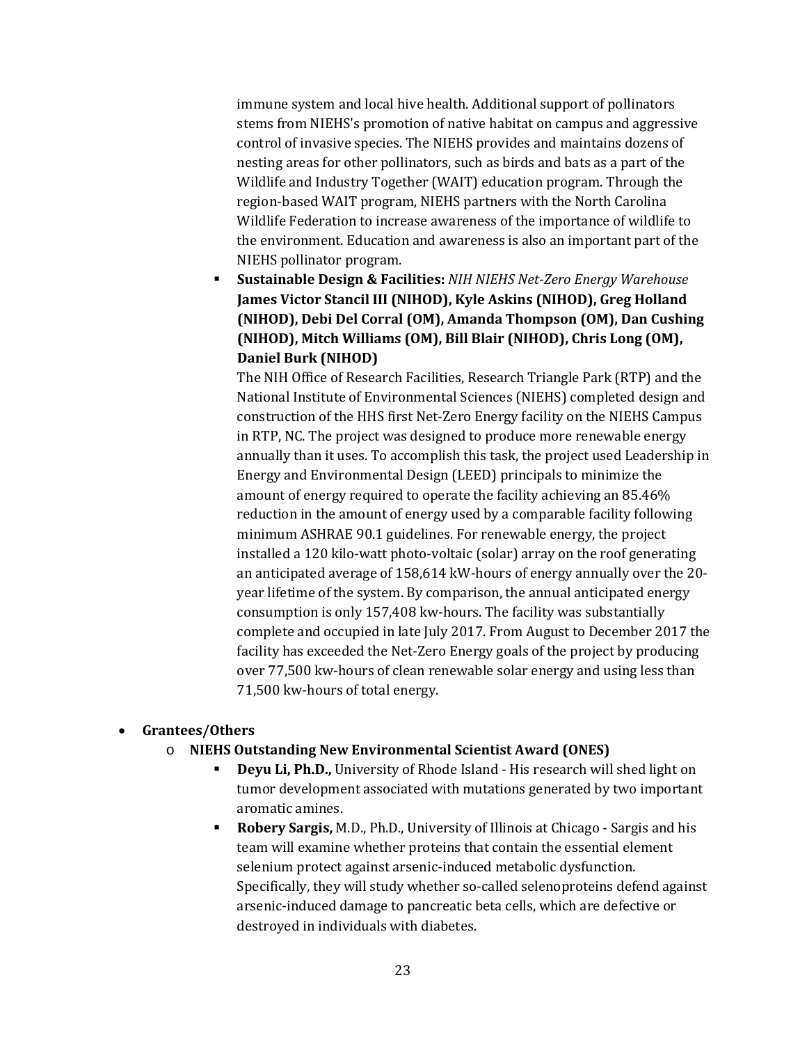immune system and local hive health. Additional support of pollinators stems from NIEHS's promotion of native habitat on campus and aggressive control of invasive species. The NIEHS provides and maintains dozens of nesting areas for other pollinators, such as birds and bats as a part of the Wildlife and Industry Together (WAIT) education program. Through the region-based WAIT program, NIEHS partners with the North Carolina Wildlife Federation to increase awareness of the importance of wildlife to the environment. Education and awareness is also an important part of the NIEHS pollinator program.

- **Sustainable Design & Facilities:** *NIH NIEHS Net-Zero Energy Warehouse* **James Victor Stancil III (NIHOD), Kyle Askins (NIHOD), Greg Holland (NIHOD), Debi Del Corral (OM), Amanda Thompson (OM), Dan Cushing (NIHOD), Mitch Williams (OM), Bill Blair (NIHOD), Chris Long (OM), Daniel Burk (NIHOD)**

  The NIH Office of Research Facilities, Research Triangle Park (RTP) and the National Institute of Environmental Sciences (NIEHS) completed design and construction of the HHS first Net-Zero Energy facility on the NIEHS Campus in RTP, NC. The project was designed to produce more renewable energy annually than it uses. To accomplish this task, the project used Leadership in Energy and Environmental Design (LEED) principals to minimize the amount of energy required to operate the facility achieving an 85.46% reduction in the amount of energy used by a comparable facility following minimum ASHRAE 90.1 guidelines. For renewable energy, the project installed a 120 kilo-watt photo-voltaic (solar) array on the roof generating an anticipated average of 158,614 kW-hours of energy annually over the 20-year lifetime of the system. By comparison, the annual anticipated energy consumption is only 157,408 kw-hours. The facility was substantially complete and occupied in late July 2017. From August to December 2017 the facility has exceeded the Net-Zero Energy goals of the project by producing over 77,500 kw-hours of clean renewable solar energy and using less than 71,500 kw-hours of total energy.

- **Grantees/Others**
  - **NIEHS Outstanding New Environmental Scientist Award (ONES)**
    - **Deyu Li, Ph.D.,** University of Rhode Island - His research will shed light on tumor development associated with mutations generated by two important aromatic amines.
    - **Robery Sargis,** M.D., Ph.D., University of Illinois at Chicago - Sargis and his team will examine whether proteins that contain the essential element selenium protect against arsenic-induced metabolic dysfunction. Specifically, they will study whether so-called selenoproteins defend against arsenic-induced damage to pancreatic beta cells, which are defective or destroyed in individuals with diabetes.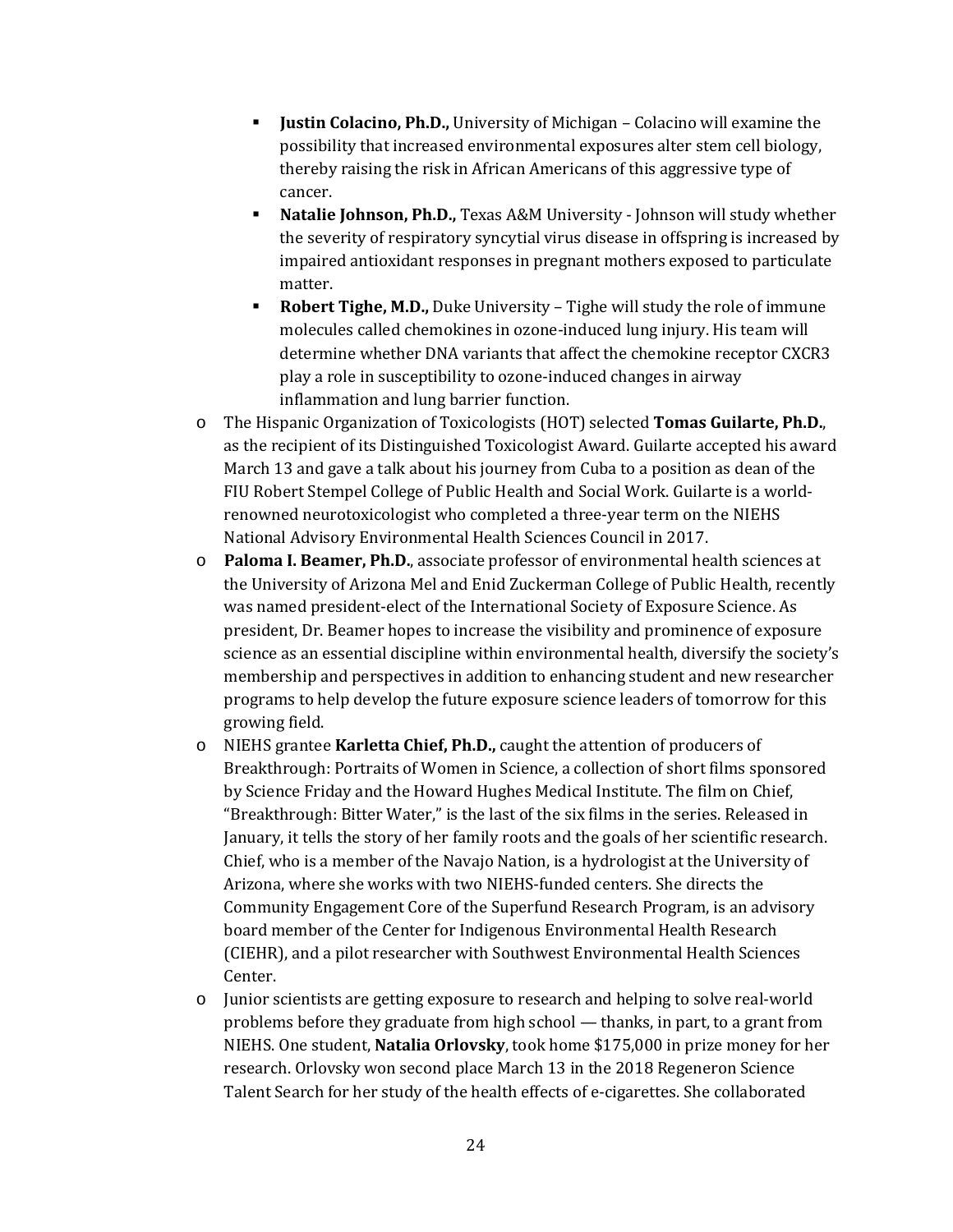- **Justin Colacino, Ph.D.,** University of Michigan – Colacino will examine the possibility that increased environmental exposures alter stem cell biology, thereby raising the risk in African Americans of this aggressive type of cancer.
    - **Natalie Johnson, Ph.D.,** Texas A&M University - Johnson will study whether the severity of respiratory syncytial virus disease in offspring is increased by impaired antioxidant responses in pregnant mothers exposed to particulate matter.
    - **Robert Tighe, M.D.,** Duke University – Tighe will study the role of immune molecules called chemokines in ozone-induced lung injury. His team will determine whether DNA variants that affect the chemokine receptor CXCR3 play a role in susceptibility to ozone-induced changes in airway inflammation and lung barrier function.
- The Hispanic Organization of Toxicologists (HOT) selected **Tomas Guilarte, Ph.D.**, as the recipient of its Distinguished Toxicologist Award. Guilarte accepted his award March 13 and gave a talk about his journey from Cuba to a position as dean of the FIU Robert Stempel College of Public Health and Social Work. Guilarte is a world-renowned neurotoxicologist who completed a three-year term on the NIEHS National Advisory Environmental Health Sciences Council in 2017.
- **Paloma I. Beamer, Ph.D.**, associate professor of environmental health sciences at the University of Arizona Mel and Enid Zuckerman College of Public Health, recently was named president-elect of the International Society of Exposure Science. As president, Dr. Beamer hopes to increase the visibility and prominence of exposure science as an essential discipline within environmental health, diversify the society's membership and perspectives in addition to enhancing student and new researcher programs to help develop the future exposure science leaders of tomorrow for this growing field.
- NIEHS grantee **Karletta Chief, Ph.D.,** caught the attention of producers of Breakthrough: Portraits of Women in Science, a collection of short films sponsored by Science Friday and the Howard Hughes Medical Institute. The film on Chief, "Breakthrough: Bitter Water," is the last of the six films in the series. Released in January, it tells the story of her family roots and the goals of her scientific research. Chief, who is a member of the Navajo Nation, is a hydrologist at the University of Arizona, where she works with two NIEHS-funded centers. She directs the Community Engagement Core of the Superfund Research Program, is an advisory board member of the Center for Indigenous Environmental Health Research (CIEHR), and a pilot researcher with Southwest Environmental Health Sciences Center.
- Junior scientists are getting exposure to research and helping to solve real-world problems before they graduate from high school — thanks, in part, to a grant from NIEHS. One student, **Natalia Orlovsky**, took home $175,000 in prize money for her research. Orlovsky won second place March 13 in the 2018 Regeneron Science Talent Search for her study of the health effects of e-cigarettes. She collaborated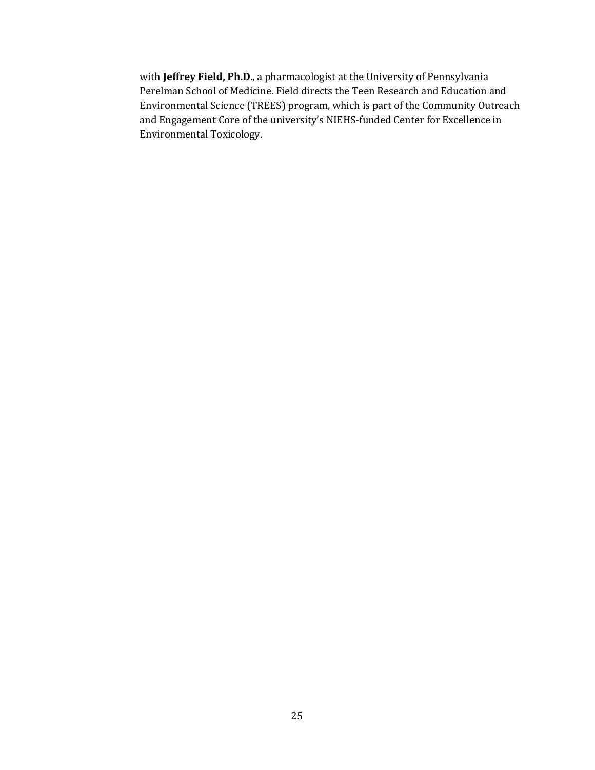with **Jeffrey Field, Ph.D.**, a pharmacologist at the University of Pennsylvania Perelman School of Medicine. Field directs the Teen Research and Education and Environmental Science (TREES) program, which is part of the Community Outreach and Engagement Core of the university's NIEHS-funded Center for Excellence in Environmental Toxicology.